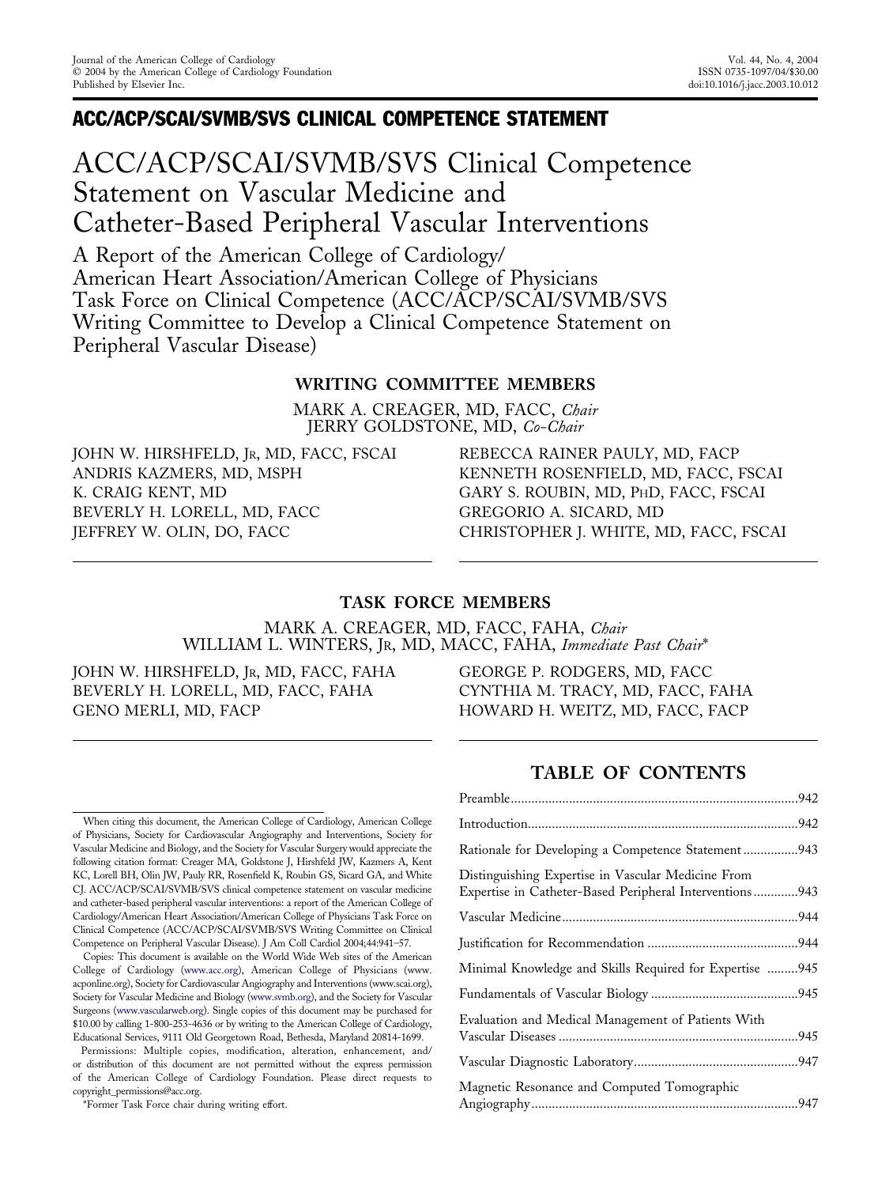## ACC/ACP/SCAI/SVMB/SVS CLINICAL COMPETENCE STATEMENT

# ACC/ACP/SCAI/SVMB/SVS Clinical Competence Statement on Vascular Medicine and Catheter-Based Peripheral Vascular Interventions

A Report of the American College of Cardiology/ American Heart Association/American College of Physicians Task Force on Clinical Competence (ACC/ACP/SCAI/SVMB/SVS Writing Committee to Develop a Clinical Competence Statement on Peripheral Vascular Disease)

### WRITING COMMITTEE MEMBERS

MARK A. CREAGER, MD, FACC, *Chair*
JERRY GOLDSTONE, MD, *Co-Chair*

JOHN W. HIRSHFELD, Jr, MD, FACC, FSCAI
ANDRIS KAZMERS, MD, MSPH
K. CRAIG KENT, MD
BEVERLY H. LORELL, MD, FACC
JEFFREY W. OLIN, DO, FACC
REBECCA RAINER PAULY, MD, FACP
KENNETH ROSENFIELD, MD, FACC, FSCAI
GARY S. ROUBIN, MD, PhD, FACC, FSCAI
GREGORIO A. SICARD, MD
CHRISTOPHER J. WHITE, MD, FACC, FSCAI

### TASK FORCE MEMBERS

MARK A. CREAGER, MD, FACC, FAHA, *Chair*
WILLIAM L. WINTERS, Jr, MD, MACC, FAHA, *Immediate Past Chair**

JOHN W. HIRSHFELD, Jr, MD, FACC, FAHA
BEVERLY H. LORELL, MD, FACC, FAHA
GENO MERLI, MD, FACP
GEORGE P. RODGERS, MD, FACC
CYNTHIA M. TRACY, MD, FACC, FAHA
HOWARD H. WEITZ, MD, FACC, FACP

When citing this document, the American College of Cardiology, American College of Physicians, Society for Cardiovascular Angiography and Interventions, Society for Vascular Medicine and Biology, and the Society for Vascular Surgery would appreciate the following citation format: Creager MA, Goldstone J, Hirshfeld JW, Kazmers A, Kent KC, Lorell BH, Olin JW, Pauly RR, Rosenfield K, Roubin GS, Sicard GA, and White CJ. ACC/ACP/SCAI/SVMB/SVS clinical competence statement on vascular medicine and catheter-based peripheral vascular interventions: a report of the American College of Cardiology/American Heart Association/American College of Physicians Task Force on Clinical Competence (ACC/ACP/SCAI/SVMB/SVS Writing Committee on Clinical Competence on Peripheral Vascular Disease). J Am Coll Cardiol 2004;44:941–57.

Copies: This document is available on the World Wide Web sites of the American College of Cardiology (www.acc.org), American College of Physicians (www.acponline.org), Society for Cardiovascular Angiography and Interventions (www.scai.org), Society for Vascular Medicine and Biology (www.svmb.org), and the Society for Vascular Surgeons (www.vascularweb.org). Single copies of this document may be purchased for $10.00 by calling 1-800-253-4636 or by writing to the American College of Cardiology, Educational Services, 9111 Old Georgetown Road, Bethesda, Maryland 20814-1699.

Permissions: Multiple copies, modification, alteration, enhancement, and/or distribution of this document are not permitted without the express permission of the American College of Cardiology Foundation. Please direct requests to copyright_permissions@acc.org.

*Former Task Force chair during writing effort.

### TABLE OF CONTENTS

| | |
|---|---|
| Preamble | 942 |
| Introduction | 942 |
| Rationale for Developing a Competence Statement | 943 |
| Distinguishing Expertise in Vascular Medicine From Expertise in Catheter-Based Peripheral Interventions | 943 |
| Vascular Medicine | 944 |
| Justification for Recommendation | 944 |
| Minimal Knowledge and Skills Required for Expertise | 945 |
| Fundamentals of Vascular Biology | 945 |
| Evaluation and Medical Management of Patients With Vascular Diseases | 945 |
| Vascular Diagnostic Laboratory | 947 |
| Magnetic Resonance and Computed Tomographic Angiography | 947 |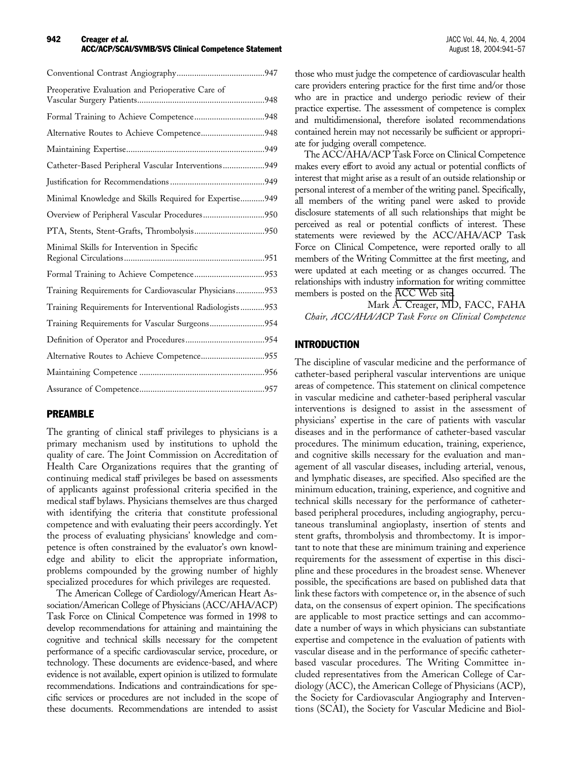Conventional Contrast Angiography........................................947

Preoperative Evaluation and Perioperative Care of Vascular Surgery Patients..........................................................948

Formal Training to Achieve Competence................................948

Alternative Routes to Achieve Competence.............................948

Maintaining Expertise...............................................................949

Catheter-Based Peripheral Vascular Interventions...................949

Justification for Recommendations...........................................949

Minimal Knowledge and Skills Required for Expertise...........949

Overview of Peripheral Vascular Procedures............................950

PTA, Stents, Stent-Grafts, Thrombolysis................................950

Minimal Skills for Intervention in Specific Regional Circulations................................................................951

Formal Training to Achieve Competence................................953

Training Requirements for Cardiovascular Physicians.............953

Training Requirements for Interventional Radiologists...........953

Training Requirements for Vascular Surgeons.........................954

Definition of Operator and Procedures....................................954

Alternative Routes to Achieve Competence.............................955

Maintaining Competence .........................................................956

Assurance of Competence.........................................................957

## PREAMBLE

The granting of clinical staff privileges to physicians is a primary mechanism used by institutions to uphold the quality of care. The Joint Commission on Accreditation of Health Care Organizations requires that the granting of continuing medical staff privileges be based on assessments of applicants against professional criteria specified in the medical staff bylaws. Physicians themselves are thus charged with identifying the criteria that constitute professional competence and with evaluating their peers accordingly. Yet the process of evaluating physicians' knowledge and competence is often constrained by the evaluator's own knowledge and ability to elicit the appropriate information, problems compounded by the growing number of highly specialized procedures for which privileges are requested.

The American College of Cardiology/American Heart Association/American College of Physicians (ACC/AHA/ACP) Task Force on Clinical Competence was formed in 1998 to develop recommendations for attaining and maintaining the cognitive and technical skills necessary for the competent performance of a specific cardiovascular service, procedure, or technology. These documents are evidence-based, and where evidence is not available, expert opinion is utilized to formulate recommendations. Indications and contraindications for specific services or procedures are not included in the scope of these documents. Recommendations are intended to assist those who must judge the competence of cardiovascular health care providers entering practice for the first time and/or those who are in practice and undergo periodic review of their practice expertise. The assessment of competence is complex and multidimensional, therefore isolated recommendations contained herein may not necessarily be sufficient or appropriate for judging overall competence.

The ACC/AHA/ACP Task Force on Clinical Competence makes every effort to avoid any actual or potential conflicts of interest that might arise as a result of an outside relationship or personal interest of a member of the writing panel. Specifically, all members of the writing panel were asked to provide disclosure statements of all such relationships that might be perceived as real or potential conflicts of interest. These statements were reviewed by the ACC/AHA/ACP Task Force on Clinical Competence, were reported orally to all members of the Writing Committee at the first meeting, and were updated at each meeting or as changes occurred. The relationships with industry information for writing committee members is posted on the ACC Web site.

Mark A. Creager, MD, FACC, FAHA
*Chair, ACC/AHA/ACP Task Force on Clinical Competence*

## INTRODUCTION

The discipline of vascular medicine and the performance of catheter-based peripheral vascular interventions are unique areas of competence. This statement on clinical competence in vascular medicine and catheter-based peripheral vascular interventions is designed to assist in the assessment of physicians' expertise in the care of patients with vascular diseases and in the performance of catheter-based vascular procedures. The minimum education, training, experience, and cognitive skills necessary for the evaluation and management of all vascular diseases, including arterial, venous, and lymphatic diseases, are specified. Also specified are the minimum education, training, experience, and cognitive and technical skills necessary for the performance of catheter-based peripheral procedures, including angiography, percutaneous transluminal angioplasty, insertion of stents and stent grafts, thrombolysis and thrombectomy. It is important to note that these are minimum training and experience requirements for the assessment of expertise in this discipline and these procedures in the broadest sense. Whenever possible, the specifications are based on published data that link these factors with competence or, in the absence of such data, on the consensus of expert opinion. The specifications are applicable to most practice settings and can accommodate a number of ways in which physicians can substantiate expertise and competence in the evaluation of patients with vascular disease and in the performance of specific catheter-based vascular procedures. The Writing Committee included representatives from the American College of Cardiology (ACC), the American College of Physicians (ACP), the Society for Cardiovascular Angiography and Interventions (SCAI), the Society for Vascular Medicine and Biol-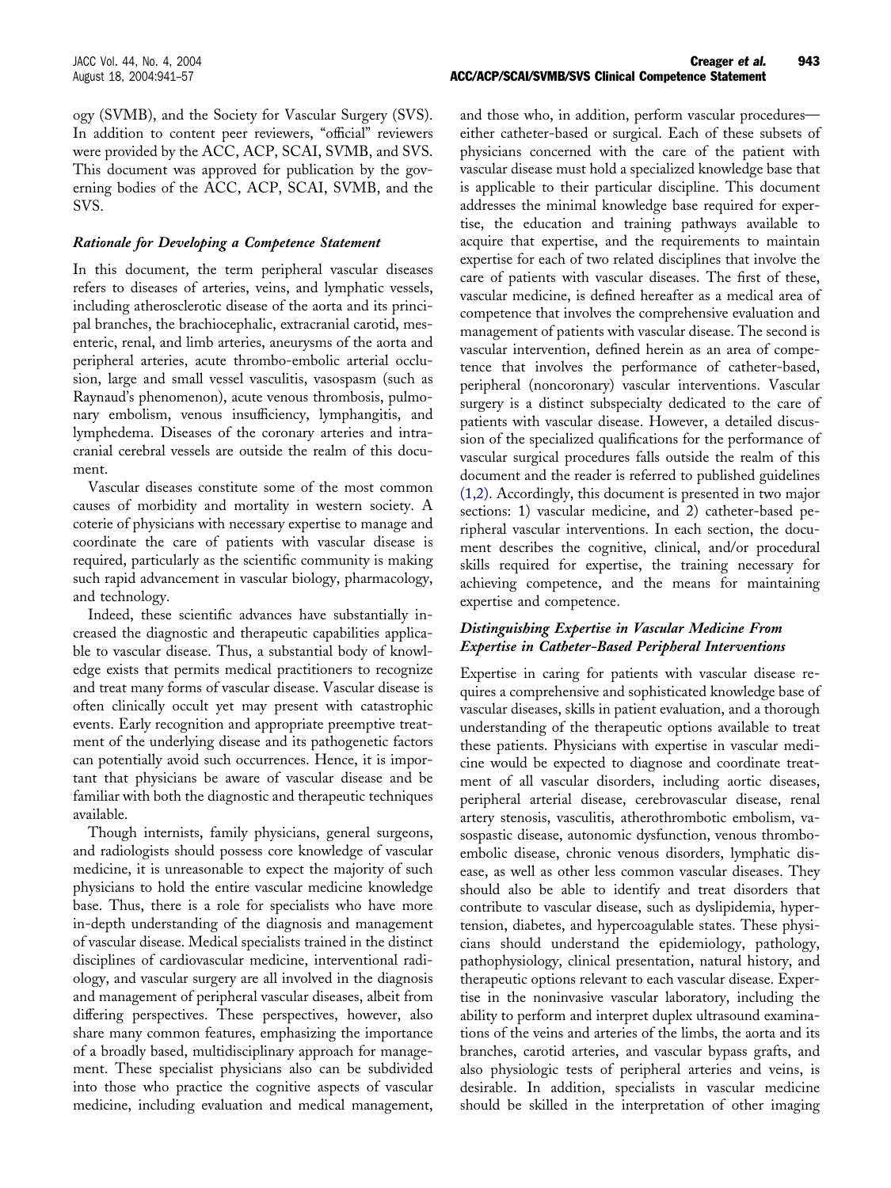ogy (SVMB), and the Society for Vascular Surgery (SVS). In addition to content peer reviewers, "official" reviewers were provided by the ACC, ACP, SCAI, SVMB, and SVS. This document was approved for publication by the governing bodies of the ACC, ACP, SCAI, SVMB, and the SVS.

### *Rationale for Developing a Competence Statement*

In this document, the term peripheral vascular diseases refers to diseases of arteries, veins, and lymphatic vessels, including atherosclerotic disease of the aorta and its principal branches, the brachiocephalic, extracranial carotid, mesenteric, renal, and limb arteries, aneurysms of the aorta and peripheral arteries, acute thrombo-embolic arterial occlusion, large and small vessel vasculitis, vasospasm (such as Raynaud's phenomenon), acute venous thrombosis, pulmonary embolism, venous insufficiency, lymphangitis, and lymphedema. Diseases of the coronary arteries and intracranial cerebral vessels are outside the realm of this document.

Vascular diseases constitute some of the most common causes of morbidity and mortality in western society. A coterie of physicians with necessary expertise to manage and coordinate the care of patients with vascular disease is required, particularly as the scientific community is making such rapid advancement in vascular biology, pharmacology, and technology.

Indeed, these scientific advances have substantially increased the diagnostic and therapeutic capabilities applicable to vascular disease. Thus, a substantial body of knowledge exists that permits medical practitioners to recognize and treat many forms of vascular disease. Vascular disease is often clinically occult yet may present with catastrophic events. Early recognition and appropriate preemptive treatment of the underlying disease and its pathogenetic factors can potentially avoid such occurrences. Hence, it is important that physicians be aware of vascular disease and be familiar with both the diagnostic and therapeutic techniques available.

Though internists, family physicians, general surgeons, and radiologists should possess core knowledge of vascular medicine, it is unreasonable to expect the majority of such physicians to hold the entire vascular medicine knowledge base. Thus, there is a role for specialists who have more in-depth understanding of the diagnosis and management of vascular disease. Medical specialists trained in the distinct disciplines of cardiovascular medicine, interventional radiology, and vascular surgery are all involved in the diagnosis and management of peripheral vascular diseases, albeit from differing perspectives. These perspectives, however, also share many common features, emphasizing the importance of a broadly based, multidisciplinary approach for management. These specialist physicians also can be subdivided into those who practice the cognitive aspects of vascular medicine, including evaluation and medical management, and those who, in addition, perform vascular procedures—either catheter-based or surgical. Each of these subsets of physicians concerned with the care of the patient with vascular disease must hold a specialized knowledge base that is applicable to their particular discipline. This document addresses the minimal knowledge base required for expertise, the education and training pathways available to acquire that expertise, and the requirements to maintain expertise for each of two related disciplines that involve the care of patients with vascular diseases. The first of these, vascular medicine, is defined hereafter as a medical area of competence that involves the comprehensive evaluation and management of patients with vascular disease. The second is vascular intervention, defined herein as an area of competence that involves the performance of catheter-based, peripheral (noncoronary) vascular interventions. Vascular surgery is a distinct subspecialty dedicated to the care of patients with vascular disease. However, a detailed discussion of the specialized qualifications for the performance of vascular surgical procedures falls outside the realm of this document and the reader is referred to published guidelines (1,2). Accordingly, this document is presented in two major sections: 1) vascular medicine, and 2) catheter-based peripheral vascular interventions. In each section, the document describes the cognitive, clinical, and/or procedural skills required for expertise, the training necessary for achieving competence, and the means for maintaining expertise and competence.

### *Distinguishing Expertise in Vascular Medicine From Expertise in Catheter-Based Peripheral Interventions*

Expertise in caring for patients with vascular disease requires a comprehensive and sophisticated knowledge base of vascular diseases, skills in patient evaluation, and a thorough understanding of the therapeutic options available to treat these patients. Physicians with expertise in vascular medicine would be expected to diagnose and coordinate treatment of all vascular disorders, including aortic diseases, peripheral arterial disease, cerebrovascular disease, renal artery stenosis, vasculitis, atherothrombotic embolism, vasospastic disease, autonomic dysfunction, venous thromboembolic disease, chronic venous disorders, lymphatic disease, as well as other less common vascular diseases. They should also be able to identify and treat disorders that contribute to vascular disease, such as dyslipidemia, hypertension, diabetes, and hypercoagulable states. These physicians should understand the epidemiology, pathology, pathophysiology, clinical presentation, natural history, and therapeutic options relevant to each vascular disease. Expertise in the noninvasive vascular laboratory, including the ability to perform and interpret duplex ultrasound examinations of the veins and arteries of the limbs, the aorta and its branches, carotid arteries, and vascular bypass grafts, and also physiologic tests of peripheral arteries and veins, is desirable. In addition, specialists in vascular medicine should be skilled in the interpretation of other imaging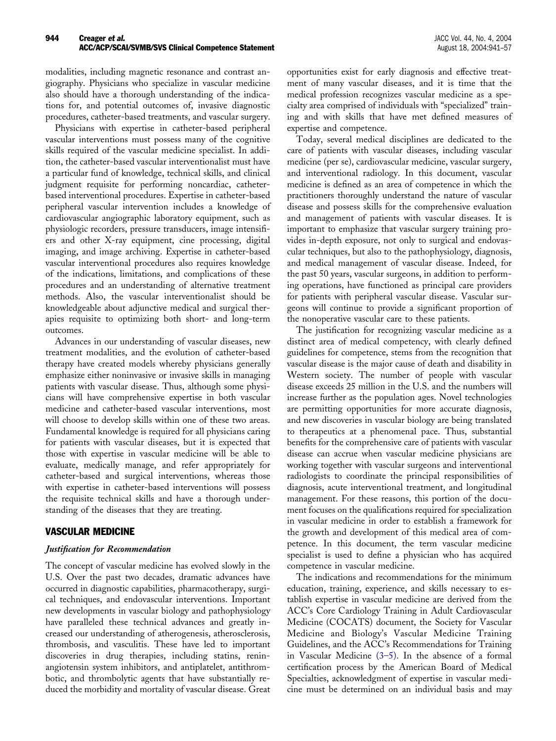modalities, including magnetic resonance and contrast angiography. Physicians who specialize in vascular medicine also should have a thorough understanding of the indications for, and potential outcomes of, invasive diagnostic procedures, catheter-based treatments, and vascular surgery.

Physicians with expertise in catheter-based peripheral vascular interventions must possess many of the cognitive skills required of the vascular medicine specialist. In addition, the catheter-based vascular interventionalist must have a particular fund of knowledge, technical skills, and clinical judgment requisite for performing noncardiac, catheter-based interventional procedures. Expertise in catheter-based peripheral vascular intervention includes a knowledge of cardiovascular angiographic laboratory equipment, such as physiologic recorders, pressure transducers, image intensifiers and other X-ray equipment, cine processing, digital imaging, and image archiving. Expertise in catheter-based vascular interventional procedures also requires knowledge of the indications, limitations, and complications of these procedures and an understanding of alternative treatment methods. Also, the vascular interventionalist should be knowledgeable about adjunctive medical and surgical therapies requisite to optimizing both short- and long-term outcomes.

Advances in our understanding of vascular diseases, new treatment modalities, and the evolution of catheter-based therapy have created models whereby physicians generally emphasize either noninvasive or invasive skills in managing patients with vascular disease. Thus, although some physicians will have comprehensive expertise in both vascular medicine and catheter-based vascular interventions, most will choose to develop skills within one of these two areas. Fundamental knowledge is required for all physicians caring for patients with vascular diseases, but it is expected that those with expertise in vascular medicine will be able to evaluate, medically manage, and refer appropriately for catheter-based and surgical interventions, whereas those with expertise in catheter-based interventions will possess the requisite technical skills and have a thorough understanding of the diseases that they are treating.

## VASCULAR MEDICINE

### *Justification for Recommendation*

The concept of vascular medicine has evolved slowly in the U.S. Over the past two decades, dramatic advances have occurred in diagnostic capabilities, pharmacotherapy, surgical techniques, and endovascular interventions. Important new developments in vascular biology and pathophysiology have paralleled these technical advances and greatly increased our understanding of atherogenesis, atherosclerosis, thrombosis, and vasculitis. These have led to important discoveries in drug therapies, including statins, renin-angiotensin system inhibitors, and antiplatelet, antithrombotic, and thrombolytic agents that have substantially reduced the morbidity and mortality of vascular disease. Great opportunities exist for early diagnosis and effective treatment of many vascular diseases, and it is time that the medical profession recognizes vascular medicine as a specialty area comprised of individuals with "specialized" training and with skills that have met defined measures of expertise and competence.

Today, several medical disciplines are dedicated to the care of patients with vascular diseases, including vascular medicine (per se), cardiovascular medicine, vascular surgery, and interventional radiology. In this document, vascular medicine is defined as an area of competence in which the practitioners thoroughly understand the nature of vascular disease and possess skills for the comprehensive evaluation and management of patients with vascular diseases. It is important to emphasize that vascular surgery training provides in-depth exposure, not only to surgical and endovascular techniques, but also to the pathophysiology, diagnosis, and medical management of vascular disease. Indeed, for the past 50 years, vascular surgeons, in addition to performing operations, have functioned as principal care providers for patients with peripheral vascular disease. Vascular surgeons will continue to provide a significant proportion of the nonoperative vascular care to these patients.

The justification for recognizing vascular medicine as a distinct area of medical competency, with clearly defined guidelines for competence, stems from the recognition that vascular disease is the major cause of death and disability in Western society. The number of people with vascular disease exceeds 25 million in the U.S. and the numbers will increase further as the population ages. Novel technologies are permitting opportunities for more accurate diagnosis, and new discoveries in vascular biology are being translated to therapeutics at a phenomenal pace. Thus, substantial benefits for the comprehensive care of patients with vascular disease can accrue when vascular medicine physicians are working together with vascular surgeons and interventional radiologists to coordinate the principal responsibilities of diagnosis, acute interventional treatment, and longitudinal management. For these reasons, this portion of the document focuses on the qualifications required for specialization in vascular medicine in order to establish a framework for the growth and development of this medical area of competence. In this document, the term vascular medicine specialist is used to define a physician who has acquired competence in vascular medicine.

The indications and recommendations for the minimum education, training, experience, and skills necessary to establish expertise in vascular medicine are derived from the ACC's Core Cardiology Training in Adult Cardiovascular Medicine (COCATS) document, the Society for Vascular Medicine and Biology's Vascular Medicine Training Guidelines, and the ACC's Recommendations for Training in Vascular Medicine (3–5). In the absence of a formal certification process by the American Board of Medical Specialties, acknowledgment of expertise in vascular medicine must be determined on an individual basis and may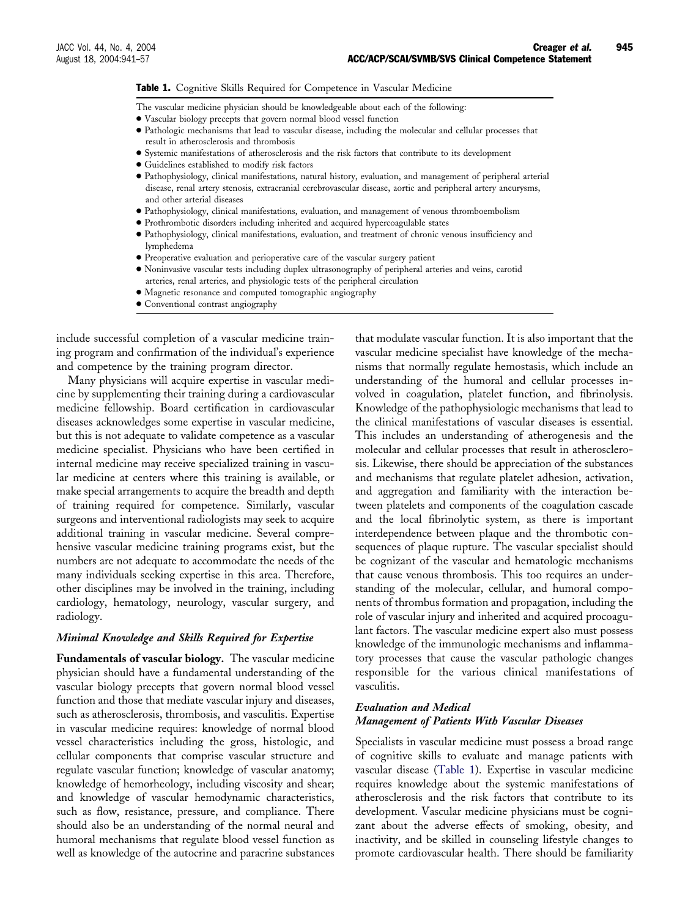**Table 1.** Cognitive Skills Required for Competence in Vascular Medicine

The vascular medicine physician should be knowledgeable about each of the following:

- Vascular biology precepts that govern normal blood vessel function
- Pathologic mechanisms that lead to vascular disease, including the molecular and cellular processes that result in atherosclerosis and thrombosis
- Systemic manifestations of atherosclerosis and the risk factors that contribute to its development
- Guidelines established to modify risk factors
- Pathophysiology, clinical manifestations, natural history, evaluation, and management of peripheral arterial disease, renal artery stenosis, extracranial cerebrovascular disease, aortic and peripheral artery aneurysms, and other arterial diseases
- Pathophysiology, clinical manifestations, evaluation, and management of venous thromboembolism
- Prothrombotic disorders including inherited and acquired hypercoagulable states
- Pathophysiology, clinical manifestations, evaluation, and treatment of chronic venous insufficiency and lymphedema
- Preoperative evaluation and perioperative care of the vascular surgery patient
- Noninvasive vascular tests including duplex ultrasonography of peripheral arteries and veins, carotid arteries, renal arteries, and physiologic tests of the peripheral circulation
- Magnetic resonance and computed tomographic angiography
- Conventional contrast angiography

include successful completion of a vascular medicine training program and confirmation of the individual's experience and competence by the training program director.

Many physicians will acquire expertise in vascular medicine by supplementing their training during a cardiovascular medicine fellowship. Board certification in cardiovascular diseases acknowledges some expertise in vascular medicine, but this is not adequate to validate competence as a vascular medicine specialist. Physicians who have been certified in internal medicine may receive specialized training in vascular medicine at centers where this training is available, or make special arrangements to acquire the breadth and depth of training required for competence. Similarly, vascular surgeons and interventional radiologists may seek to acquire additional training in vascular medicine. Several comprehensive vascular medicine training programs exist, but the numbers are not adequate to accommodate the needs of the many individuals seeking expertise in this area. Therefore, other disciplines may be involved in the training, including cardiology, hematology, neurology, vascular surgery, and radiology.

### *Minimal Knowledge and Skills Required for Expertise*

**Fundamentals of vascular biology.** The vascular medicine physician should have a fundamental understanding of the vascular biology precepts that govern normal blood vessel function and those that mediate vascular injury and diseases, such as atherosclerosis, thrombosis, and vasculitis. Expertise in vascular medicine requires: knowledge of normal blood vessel characteristics including the gross, histologic, and cellular components that comprise vascular structure and regulate vascular function; knowledge of vascular anatomy; knowledge of hemorheology, including viscosity and shear; and knowledge of vascular hemodynamic characteristics, such as flow, resistance, pressure, and compliance. There should also be an understanding of the normal neural and humoral mechanisms that regulate blood vessel function as well as knowledge of the autocrine and paracrine substances that modulate vascular function. It is also important that the vascular medicine specialist have knowledge of the mechanisms that normally regulate hemostasis, which include an understanding of the humoral and cellular processes involved in coagulation, platelet function, and fibrinolysis. Knowledge of the pathophysiologic mechanisms that lead to the clinical manifestations of vascular diseases is essential. This includes an understanding of atherogenesis and the molecular and cellular processes that result in atherosclerosis. Likewise, there should be appreciation of the substances and mechanisms that regulate platelet adhesion, activation, and aggregation and familiarity with the interaction between platelets and components of the coagulation cascade and the local fibrinolytic system, as there is important interdependence between plaque and the thrombotic consequences of plaque rupture. The vascular specialist should be cognizant of the vascular and hematologic mechanisms that cause venous thrombosis. This too requires an understanding of the molecular, cellular, and humoral components of thrombus formation and propagation, including the role of vascular injury and inherited and acquired procoagulant factors. The vascular medicine expert also must possess knowledge of the immunologic mechanisms and inflammatory processes that cause the vascular pathologic changes responsible for the various clinical manifestations of vasculitis.

### *Evaluation and Medical Management of Patients With Vascular Diseases*

Specialists in vascular medicine must possess a broad range of cognitive skills to evaluate and manage patients with vascular disease (Table 1). Expertise in vascular medicine requires knowledge about the systemic manifestations of atherosclerosis and the risk factors that contribute to its development. Vascular medicine physicians must be cognizant about the adverse effects of smoking, obesity, and inactivity, and be skilled in counseling lifestyle changes to promote cardiovascular health. There should be familiarity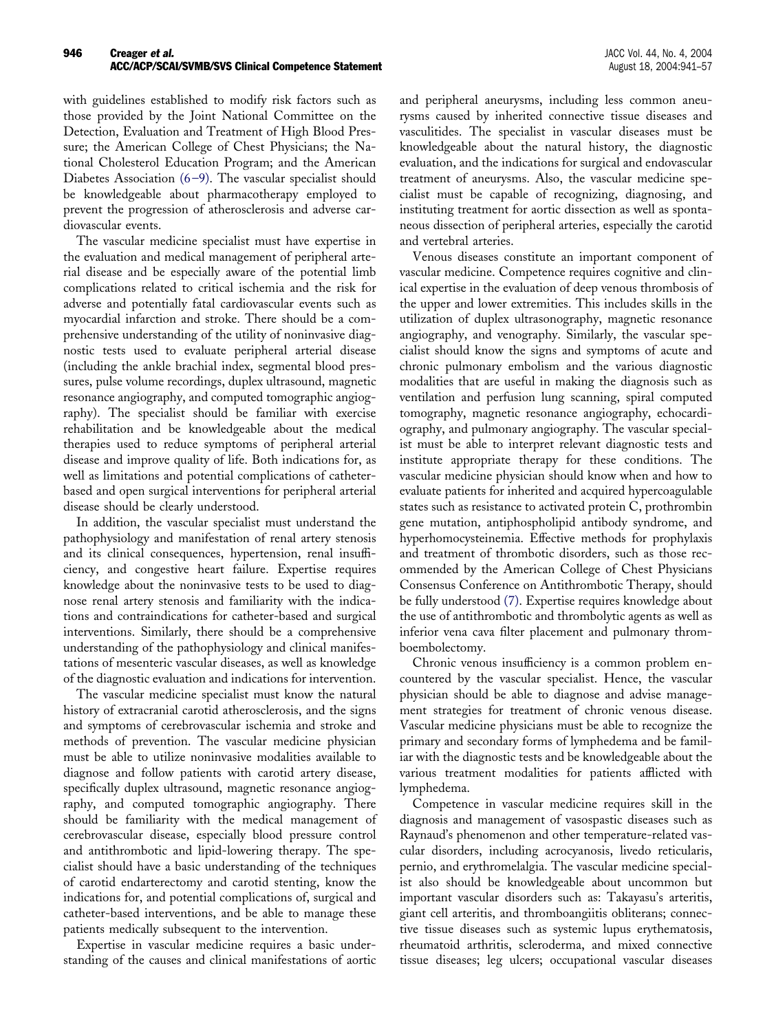with guidelines established to modify risk factors such as those provided by the Joint National Committee on the Detection, Evaluation and Treatment of High Blood Pressure; the American College of Chest Physicians; the National Cholesterol Education Program; and the American Diabetes Association (6–9). The vascular specialist should be knowledgeable about pharmacotherapy employed to prevent the progression of atherosclerosis and adverse cardiovascular events.

The vascular medicine specialist must have expertise in the evaluation and medical management of peripheral arterial disease and be especially aware of the potential limb complications related to critical ischemia and the risk for adverse and potentially fatal cardiovascular events such as myocardial infarction and stroke. There should be a comprehensive understanding of the utility of noninvasive diagnostic tests used to evaluate peripheral arterial disease (including the ankle brachial index, segmental blood pressures, pulse volume recordings, duplex ultrasound, magnetic resonance angiography, and computed tomographic angiography). The specialist should be familiar with exercise rehabilitation and be knowledgeable about the medical therapies used to reduce symptoms of peripheral arterial disease and improve quality of life. Both indications for, as well as limitations and potential complications of catheter-based and open surgical interventions for peripheral arterial disease should be clearly understood.

In addition, the vascular specialist must understand the pathophysiology and manifestation of renal artery stenosis and its clinical consequences, hypertension, renal insufficiency, and congestive heart failure. Expertise requires knowledge about the noninvasive tests to be used to diagnose renal artery stenosis and familiarity with the indications and contraindications for catheter-based and surgical interventions. Similarly, there should be a comprehensive understanding of the pathophysiology and clinical manifestations of mesenteric vascular diseases, as well as knowledge of the diagnostic evaluation and indications for intervention.

The vascular medicine specialist must know the natural history of extracranial carotid atherosclerosis, and the signs and symptoms of cerebrovascular ischemia and stroke and methods of prevention. The vascular medicine physician must be able to utilize noninvasive modalities available to diagnose and follow patients with carotid artery disease, specifically duplex ultrasound, magnetic resonance angiography, and computed tomographic angiography. There should be familiarity with the medical management of cerebrovascular disease, especially blood pressure control and antithrombotic and lipid-lowering therapy. The specialist should have a basic understanding of the techniques of carotid endarterectomy and carotid stenting, know the indications for, and potential complications of, surgical and catheter-based interventions, and be able to manage these patients medically subsequent to the intervention.

Expertise in vascular medicine requires a basic understanding of the causes and clinical manifestations of aortic and peripheral aneurysms, including less common aneurysms caused by inherited connective tissue diseases and vasculitides. The specialist in vascular diseases must be knowledgeable about the natural history, the diagnostic evaluation, and the indications for surgical and endovascular treatment of aneurysms. Also, the vascular medicine specialist must be capable of recognizing, diagnosing, and instituting treatment for aortic dissection as well as spontaneous dissection of peripheral arteries, especially the carotid and vertebral arteries.

Venous diseases constitute an important component of vascular medicine. Competence requires cognitive and clinical expertise in the evaluation of deep venous thrombosis of the upper and lower extremities. This includes skills in the utilization of duplex ultrasonography, magnetic resonance angiography, and venography. Similarly, the vascular specialist should know the signs and symptoms of acute and chronic pulmonary embolism and the various diagnostic modalities that are useful in making the diagnosis such as ventilation and perfusion lung scanning, spiral computed tomography, magnetic resonance angiography, echocardiography, and pulmonary angiography. The vascular specialist must be able to interpret relevant diagnostic tests and institute appropriate therapy for these conditions. The vascular medicine physician should know when and how to evaluate patients for inherited and acquired hypercoagulable states such as resistance to activated protein C, prothrombin gene mutation, antiphospholipid antibody syndrome, and hyperhomocysteinemia. Effective methods for prophylaxis and treatment of thrombotic disorders, such as those recommended by the American College of Chest Physicians Consensus Conference on Antithrombotic Therapy, should be fully understood (7). Expertise requires knowledge about the use of antithrombotic and thrombolytic agents as well as inferior vena cava filter placement and pulmonary thromboembolectomy.

Chronic venous insufficiency is a common problem encountered by the vascular specialist. Hence, the vascular physician should be able to diagnose and advise management strategies for treatment of chronic venous disease. Vascular medicine physicians must be able to recognize the primary and secondary forms of lymphedema and be familiar with the diagnostic tests and be knowledgeable about the various treatment modalities for patients afflicted with lymphedema.

Competence in vascular medicine requires skill in the diagnosis and management of vasospastic diseases such as Raynaud's phenomenon and other temperature-related vascular disorders, including acrocyanosis, livedo reticularis, pernio, and erythromelalgia. The vascular medicine specialist also should be knowledgeable about uncommon but important vascular disorders such as: Takayasu's arteritis, giant cell arteritis, and thromboangiitis obliterans; connective tissue diseases such as systemic lupus erythematosis, rheumatoid arthritis, scleroderma, and mixed connective tissue diseases; leg ulcers; occupational vascular diseases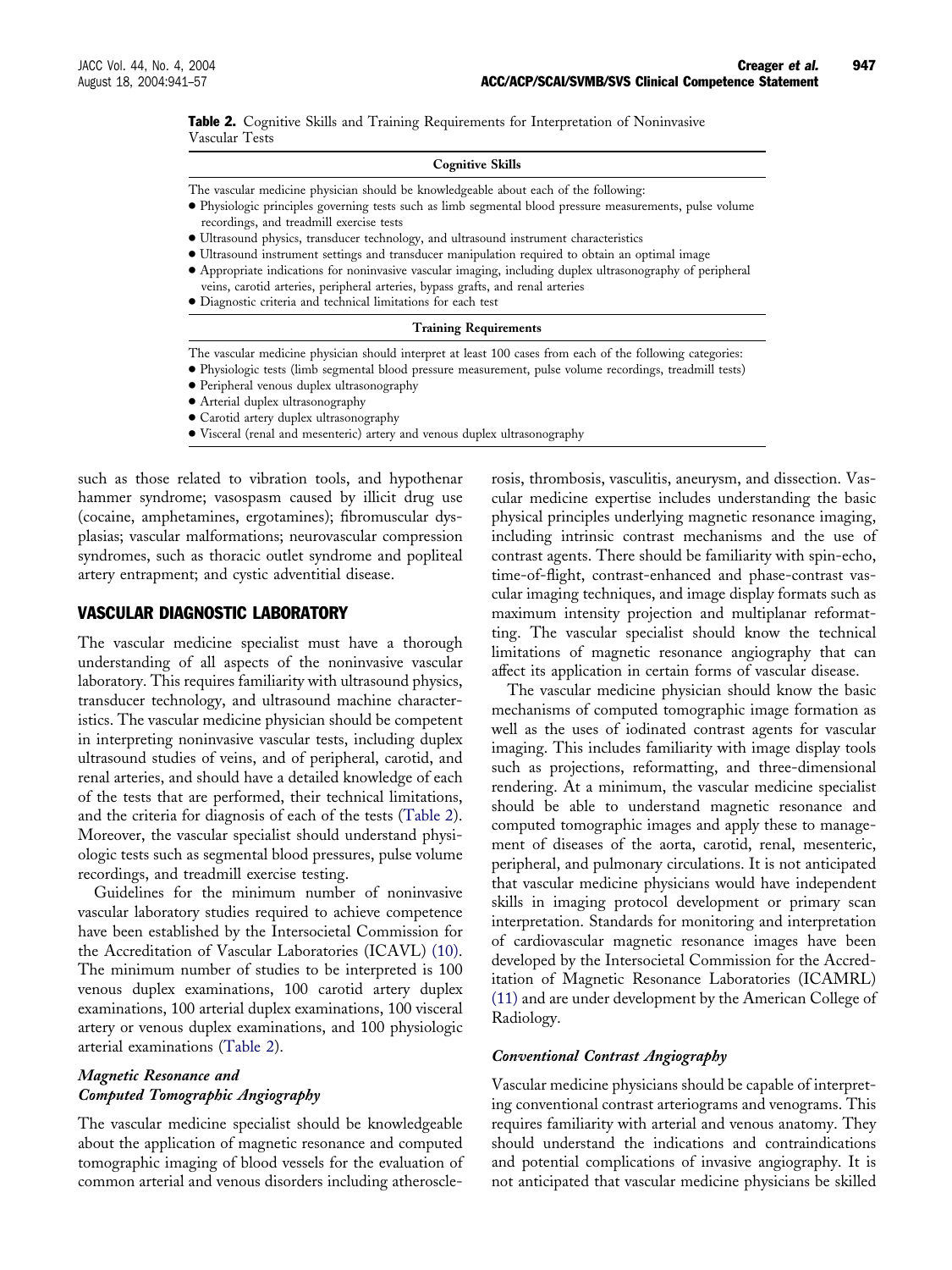**Table 2.** Cognitive Skills and Training Requirements for Interpretation of Noninvasive Vascular Tests

| Cognitive Skills |
| --- |
| The vascular medicine physician should be knowledgeable about each of the following:<br>• Physiologic principles governing tests such as limb segmental blood pressure measurements, pulse volume recordings, and treadmill exercise tests<br>• Ultrasound physics, transducer technology, and ultrasound instrument characteristics<br>• Ultrasound instrument settings and transducer manipulation required to obtain an optimal image<br>• Appropriate indications for noninvasive vascular imaging, including duplex ultrasonography of peripheral veins, carotid arteries, peripheral arteries, bypass grafts, and renal arteries<br>• Diagnostic criteria and technical limitations for each test |
| **Training Requirements** |
| The vascular medicine physician should interpret at least 100 cases from each of the following categories:<br>• Physiologic tests (limb segmental blood pressure measurement, pulse volume recordings, treadmill tests)<br>• Peripheral venous duplex ultrasonography<br>• Arterial duplex ultrasonography<br>• Carotid artery duplex ultrasonography<br>• Visceral (renal and mesenteric) artery and venous duplex ultrasonography |

such as those related to vibration tools, and hypothenar hammer syndrome; vasospasm caused by illicit drug use (cocaine, amphetamines, ergotamines); fibromuscular dysplasias; vascular malformations; neurovascular compression syndromes, such as thoracic outlet syndrome and popliteal artery entrapment; and cystic adventitial disease.

## VASCULAR DIAGNOSTIC LABORATORY

The vascular medicine specialist must have a thorough understanding of all aspects of the noninvasive vascular laboratory. This requires familiarity with ultrasound physics, transducer technology, and ultrasound machine characteristics. The vascular medicine physician should be competent in interpreting noninvasive vascular tests, including duplex ultrasound studies of veins, and of peripheral, carotid, and renal arteries, and should have a detailed knowledge of each of the tests that are performed, their technical limitations, and the criteria for diagnosis of each of the tests (Table 2). Moreover, the vascular specialist should understand physiologic tests such as segmental blood pressures, pulse volume recordings, and treadmill exercise testing.

Guidelines for the minimum number of noninvasive vascular laboratory studies required to achieve competence have been established by the Intersocietal Commission for the Accreditation of Vascular Laboratories (ICAVL) (10). The minimum number of studies to be interpreted is 100 venous duplex examinations, 100 carotid artery duplex examinations, 100 arterial duplex examinations, 100 visceral artery or venous duplex examinations, and 100 physiologic arterial examinations (Table 2).

### *Magnetic Resonance and Computed Tomographic Angiography*

The vascular medicine specialist should be knowledgeable about the application of magnetic resonance and computed tomographic imaging of blood vessels for the evaluation of common arterial and venous disorders including atherosclerosis, thrombosis, vasculitis, aneurysm, and dissection. Vascular medicine expertise includes understanding the basic physical principles underlying magnetic resonance imaging, including intrinsic contrast mechanisms and the use of contrast agents. There should be familiarity with spin-echo, time-of-flight, contrast-enhanced and phase-contrast vascular imaging techniques, and image display formats such as maximum intensity projection and multiplanar reformatting. The vascular specialist should know the technical limitations of magnetic resonance angiography that can affect its application in certain forms of vascular disease.

The vascular medicine physician should know the basic mechanisms of computed tomographic image formation as well as the uses of iodinated contrast agents for vascular imaging. This includes familiarity with image display tools such as projections, reformatting, and three-dimensional rendering. At a minimum, the vascular medicine specialist should be able to understand magnetic resonance and computed tomographic images and apply these to management of diseases of the aorta, carotid, renal, mesenteric, peripheral, and pulmonary circulations. It is not anticipated that vascular medicine physicians would have independent skills in imaging protocol development or primary scan interpretation. Standards for monitoring and interpretation of cardiovascular magnetic resonance images have been developed by the Intersocietal Commission for the Accreditation of Magnetic Resonance Laboratories (ICAMRL) (11) and are under development by the American College of Radiology.

### *Conventional Contrast Angiography*

Vascular medicine physicians should be capable of interpreting conventional contrast arteriograms and venograms. This requires familiarity with arterial and venous anatomy. They should understand the indications and contraindications and potential complications of invasive angiography. It is not anticipated that vascular medicine physicians be skilled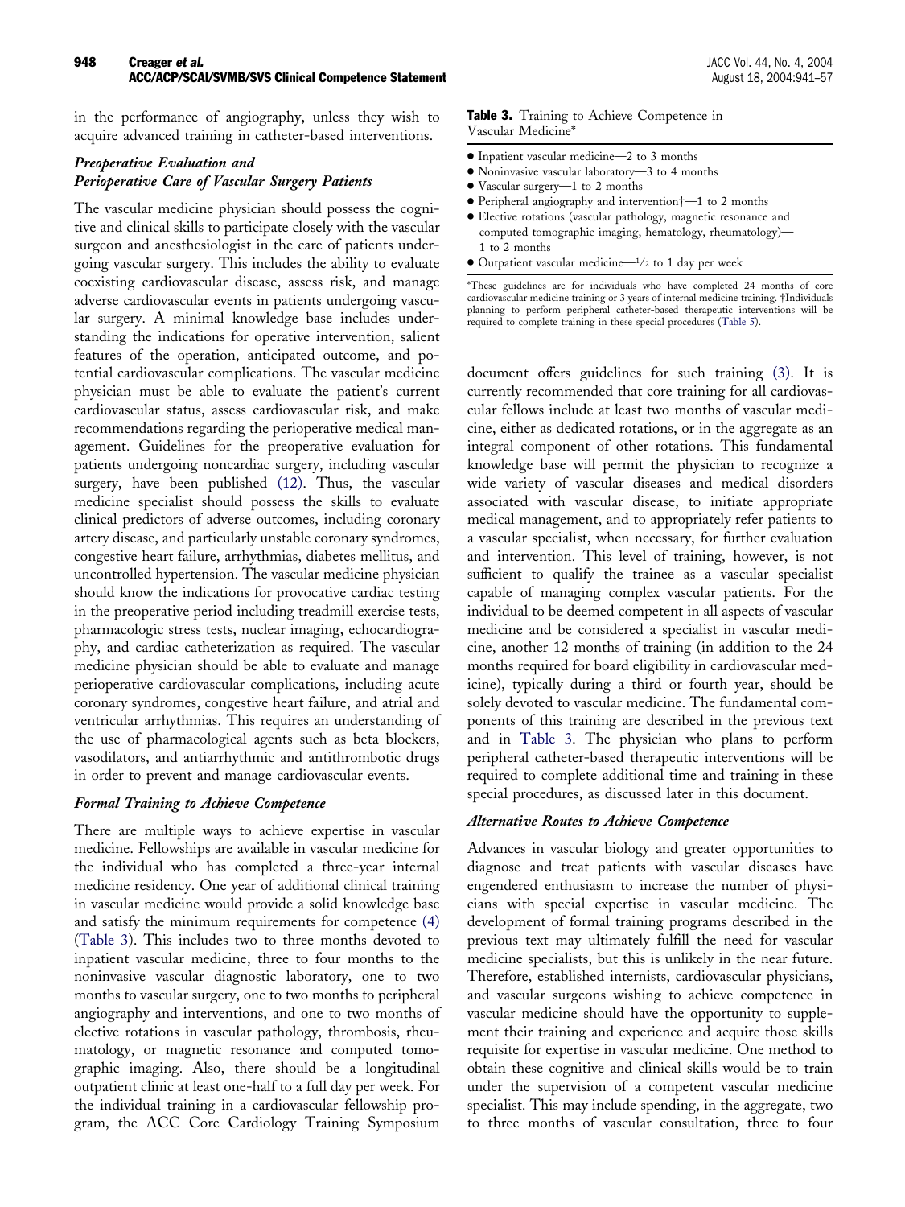in the performance of angiography, unless they wish to acquire advanced training in catheter-based interventions.

### *Preoperative Evaluation and Perioperative Care of Vascular Surgery Patients*

The vascular medicine physician should possess the cognitive and clinical skills to participate closely with the vascular surgeon and anesthesiologist in the care of patients undergoing vascular surgery. This includes the ability to evaluate coexisting cardiovascular disease, assess risk, and manage adverse cardiovascular events in patients undergoing vascular surgery. A minimal knowledge base includes understanding the indications for operative intervention, salient features of the operation, anticipated outcome, and potential cardiovascular complications. The vascular medicine physician must be able to evaluate the patient's current cardiovascular status, assess cardiovascular risk, and make recommendations regarding the perioperative medical management. Guidelines for the preoperative evaluation for patients undergoing noncardiac surgery, including vascular surgery, have been published (12). Thus, the vascular medicine specialist should possess the skills to evaluate clinical predictors of adverse outcomes, including coronary artery disease, and particularly unstable coronary syndromes, congestive heart failure, arrhythmias, diabetes mellitus, and uncontrolled hypertension. The vascular medicine physician should know the indications for provocative cardiac testing in the preoperative period including treadmill exercise tests, pharmacologic stress tests, nuclear imaging, echocardiography, and cardiac catheterization as required. The vascular medicine physician should be able to evaluate and manage perioperative cardiovascular complications, including acute coronary syndromes, congestive heart failure, and atrial and ventricular arrhythmias. This requires an understanding of the use of pharmacological agents such as beta blockers, vasodilators, and antiarrhythmic and antithrombotic drugs in order to prevent and manage cardiovascular events.

### *Formal Training to Achieve Competence*

There are multiple ways to achieve expertise in vascular medicine. Fellowships are available in vascular medicine for the individual who has completed a three-year internal medicine residency. One year of additional clinical training in vascular medicine would provide a solid knowledge base and satisfy the minimum requirements for competence (4) (Table 3). This includes two to three months devoted to inpatient vascular medicine, three to four months to the noninvasive vascular diagnostic laboratory, one to two months to vascular surgery, one to two months to peripheral angiography and interventions, and one to two months of elective rotations in vascular pathology, thrombosis, rheumatology, or magnetic resonance and computed tomographic imaging. Also, there should be a longitudinal outpatient clinic at least one-half to a full day per week. For the individual training in a cardiovascular fellowship program, the ACC Core Cardiology Training Symposium document offers guidelines for such training (3). It is currently recommended that core training for all cardiovascular fellows include at least two months of vascular medicine, either as dedicated rotations, or in the aggregate as an integral component of other rotations. This fundamental knowledge base will permit the physician to recognize a wide variety of vascular diseases and medical disorders associated with vascular disease, to initiate appropriate medical management, and to appropriately refer patients to a vascular specialist, when necessary, for further evaluation and intervention. This level of training, however, is not sufficient to qualify the trainee as a vascular specialist capable of managing complex vascular patients. For the individual to be deemed competent in all aspects of vascular medicine and be considered a specialist in vascular medicine, another 12 months of training (in addition to the 24 months required for board eligibility in cardiovascular medicine), typically during a third or fourth year, should be solely devoted to vascular medicine. The fundamental components of this training are described in the previous text and in Table 3. The physician who plans to perform peripheral catheter-based therapeutic interventions will be required to complete additional time and training in these special procedures, as discussed later in this document.

**Table 3.** Training to Achieve Competence in Vascular Medicine*

- Inpatient vascular medicine—2 to 3 months
- Noninvasive vascular laboratory—3 to 4 months
- Vascular surgery—1 to 2 months
- Peripheral angiography and intervention†—1 to 2 months
- Elective rotations (vascular pathology, magnetic resonance and computed tomographic imaging, hematology, rheumatology)—1 to 2 months
- Outpatient vascular medicine—1/2 to 1 day per week

*These guidelines are for individuals who have completed 24 months of core cardiovascular medicine training or 3 years of internal medicine training. †Individuals planning to perform peripheral catheter-based therapeutic interventions will be required to complete training in these special procedures (Table 5).

### *Alternative Routes to Achieve Competence*

Advances in vascular biology and greater opportunities to diagnose and treat patients with vascular diseases have engendered enthusiasm to increase the number of physicians with special expertise in vascular medicine. The development of formal training programs described in the previous text may ultimately fulfill the need for vascular medicine specialists, but this is unlikely in the near future. Therefore, established internists, cardiovascular physicians, and vascular surgeons wishing to achieve competence in vascular medicine should have the opportunity to supplement their training and experience and acquire those skills requisite for expertise in vascular medicine. One method to obtain these cognitive and clinical skills would be to train under the supervision of a competent vascular medicine specialist. This may include spending, in the aggregate, two to three months of vascular consultation, three to four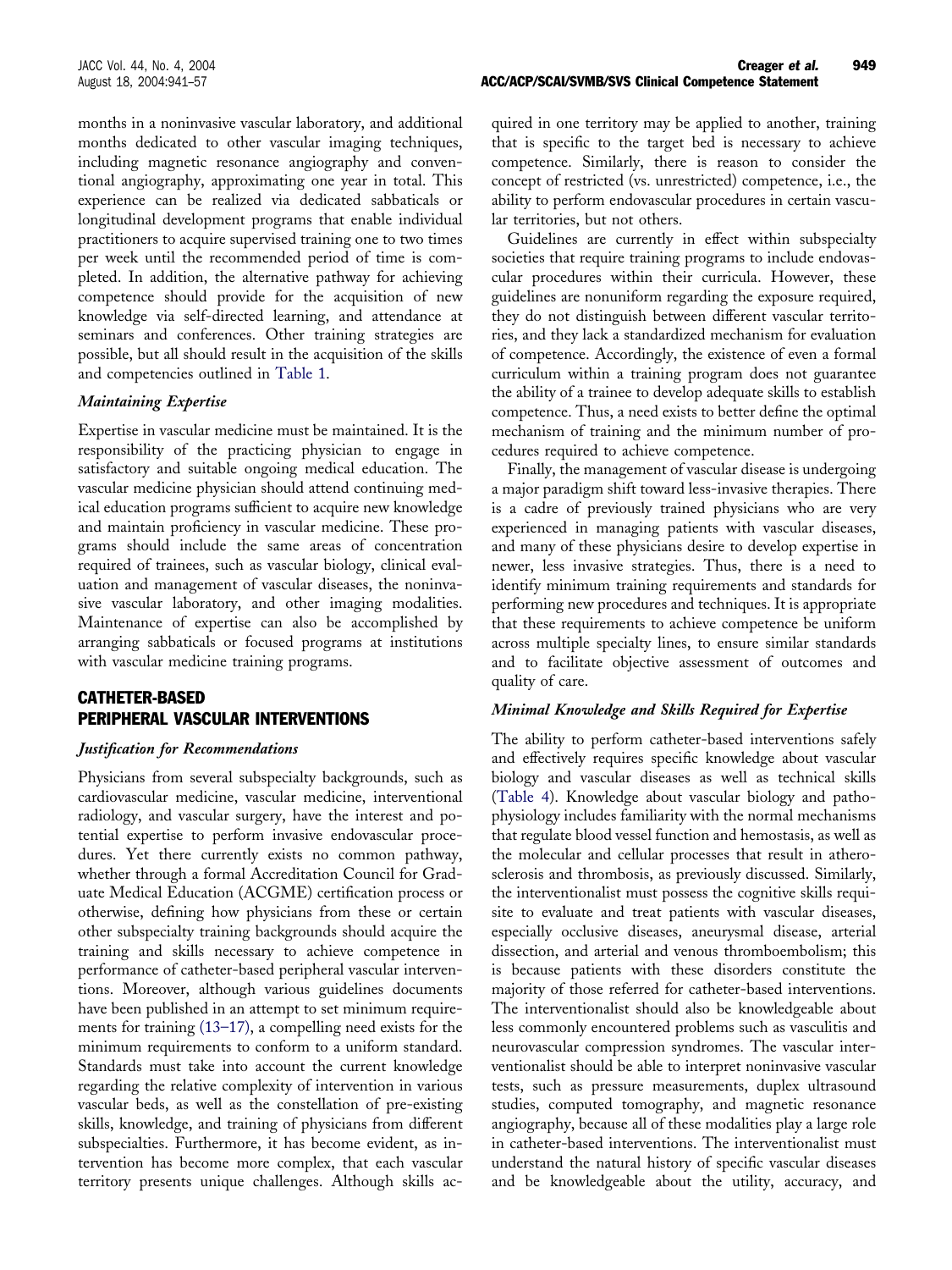months in a noninvasive vascular laboratory, and additional months dedicated to other vascular imaging techniques, including magnetic resonance angiography and conventional angiography, approximating one year in total. This experience can be realized via dedicated sabbaticals or longitudinal development programs that enable individual practitioners to acquire supervised training one to two times per week until the recommended period of time is completed. In addition, the alternative pathway for achieving competence should provide for the acquisition of new knowledge via self-directed learning, and attendance at seminars and conferences. Other training strategies are possible, but all should result in the acquisition of the skills and competencies outlined in Table 1.

### *Maintaining Expertise*

Expertise in vascular medicine must be maintained. It is the responsibility of the practicing physician to engage in satisfactory and suitable ongoing medical education. The vascular medicine physician should attend continuing medical education programs sufficient to acquire new knowledge and maintain proficiency in vascular medicine. These programs should include the same areas of concentration required of trainees, such as vascular biology, clinical evaluation and management of vascular diseases, the noninvasive vascular laboratory, and other imaging modalities. Maintenance of expertise can also be accomplished by arranging sabbaticals or focused programs at institutions with vascular medicine training programs.

## CATHETER-BASED PERIPHERAL VASCULAR INTERVENTIONS

### *Justification for Recommendations*

Physicians from several subspecialty backgrounds, such as cardiovascular medicine, vascular medicine, interventional radiology, and vascular surgery, have the interest and potential expertise to perform invasive endovascular procedures. Yet there currently exists no common pathway, whether through a formal Accreditation Council for Graduate Medical Education (ACGME) certification process or otherwise, defining how physicians from these or certain other subspecialty training backgrounds should acquire the training and skills necessary to achieve competence in performance of catheter-based peripheral vascular interventions. Moreover, although various guidelines documents have been published in an attempt to set minimum requirements for training (13–17), a compelling need exists for the minimum requirements to conform to a uniform standard. Standards must take into account the current knowledge regarding the relative complexity of intervention in various vascular beds, as well as the constellation of pre-existing skills, knowledge, and training of physicians from different subspecialties. Furthermore, it has become evident, as intervention has become more complex, that each vascular territory presents unique challenges. Although skills acquired in one territory may be applied to another, training that is specific to the target bed is necessary to achieve competence. Similarly, there is reason to consider the concept of restricted (vs. unrestricted) competence, i.e., the ability to perform endovascular procedures in certain vascular territories, but not others.

Guidelines are currently in effect within subspecialty societies that require training programs to include endovascular procedures within their curricula. However, these guidelines are nonuniform regarding the exposure required, they do not distinguish between different vascular territories, and they lack a standardized mechanism for evaluation of competence. Accordingly, the existence of even a formal curriculum within a training program does not guarantee the ability of a trainee to develop adequate skills to establish competence. Thus, a need exists to better define the optimal mechanism of training and the minimum number of procedures required to achieve competence.

Finally, the management of vascular disease is undergoing a major paradigm shift toward less-invasive therapies. There is a cadre of previously trained physicians who are very experienced in managing patients with vascular diseases, and many of these physicians desire to develop expertise in newer, less invasive strategies. Thus, there is a need to identify minimum training requirements and standards for performing new procedures and techniques. It is appropriate that these requirements to achieve competence be uniform across multiple specialty lines, to ensure similar standards and to facilitate objective assessment of outcomes and quality of care.

### *Minimal Knowledge and Skills Required for Expertise*

The ability to perform catheter-based interventions safely and effectively requires specific knowledge about vascular biology and vascular diseases as well as technical skills (Table 4). Knowledge about vascular biology and pathophysiology includes familiarity with the normal mechanisms that regulate blood vessel function and hemostasis, as well as the molecular and cellular processes that result in atherosclerosis and thrombosis, as previously discussed. Similarly, the interventionalist must possess the cognitive skills requisite to evaluate and treat patients with vascular diseases, especially occlusive diseases, aneurysmal disease, arterial dissection, and arterial and venous thromboembolism; this is because patients with these disorders constitute the majority of those referred for catheter-based interventions. The interventionalist should also be knowledgeable about less commonly encountered problems such as vasculitis and neurovascular compression syndromes. The vascular interventionalist should be able to interpret noninvasive vascular tests, such as pressure measurements, duplex ultrasound studies, computed tomography, and magnetic resonance angiography, because all of these modalities play a large role in catheter-based interventions. The interventionalist must understand the natural history of specific vascular diseases and be knowledgeable about the utility, accuracy, and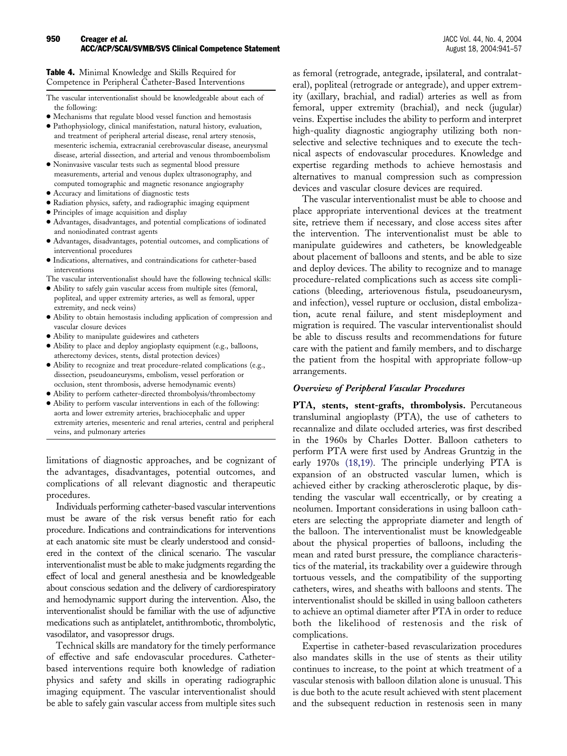**Table 4.** Minimal Knowledge and Skills Required for Competence in Peripheral Catheter-Based Interventions

The vascular interventionalist should be knowledgeable about each of the following:

- Mechanisms that regulate blood vessel function and hemostasis
- Pathophysiology, clinical manifestation, natural history, evaluation, and treatment of peripheral arterial disease, renal artery stenosis, mesenteric ischemia, extracranial cerebrovascular disease, aneurysmal disease, arterial dissection, and arterial and venous thromboembolism
- Noninvasive vascular tests such as segmental blood pressure measurements, arterial and venous duplex ultrasonography, and computed tomographic and magnetic resonance angiography
- Accuracy and limitations of diagnostic tests
- Radiation physics, safety, and radiographic imaging equipment
- Principles of image acquisition and display
- Advantages, disadvantages, and potential complications of iodinated and noniodinated contrast agents
- Advantages, disadvantages, potential outcomes, and complications of interventional procedures
- Indications, alternatives, and contraindications for catheter-based interventions

The vascular interventionalist should have the following technical skills:

- Ability to safely gain vascular access from multiple sites (femoral, popliteal, and upper extremity arteries, as well as femoral, upper extremity, and neck veins)
- Ability to obtain hemostasis including application of compression and vascular closure devices
- Ability to manipulate guidewires and catheters
- Ability to place and deploy angioplasty equipment (e.g., balloons, atherectomy devices, stents, distal protection devices)
- Ability to recognize and treat procedure-related complications (e.g., dissection, pseudoaneurysms, embolism, vessel perforation or occlusion, stent thrombosis, adverse hemodynamic events)
- Ability to perform catheter-directed thrombolysis/thrombectomy
- Ability to perform vascular interventions in each of the following: aorta and lower extremity arteries, brachiocephalic and upper extremity arteries, mesenteric and renal arteries, central and peripheral veins, and pulmonary arteries

limitations of diagnostic approaches, and be cognizant of the advantages, disadvantages, potential outcomes, and complications of all relevant diagnostic and therapeutic procedures.

Individuals performing catheter-based vascular interventions must be aware of the risk versus benefit ratio for each procedure. Indications and contraindications for interventions at each anatomic site must be clearly understood and considered in the context of the clinical scenario. The vascular interventionalist must be able to make judgments regarding the effect of local and general anesthesia and be knowledgeable about conscious sedation and the delivery of cardiorespiratory and hemodynamic support during the intervention. Also, the interventionalist should be familiar with the use of adjunctive medications such as antiplatelet, antithrombotic, thrombolytic, vasodilator, and vasopressor drugs.

Technical skills are mandatory for the timely performance of effective and safe endovascular procedures. Catheter-based interventions require both knowledge of radiation physics and safety and skills in operating radiographic imaging equipment. The vascular interventionalist should be able to safely gain vascular access from multiple sites such as femoral (retrograde, antegrade, ipsilateral, and contralateral), popliteal (retrograde or antegrade), and upper extremity (axillary, brachial, and radial) arteries as well as from femoral, upper extremity (brachial), and neck (jugular) veins. Expertise includes the ability to perform and interpret high-quality diagnostic angiography utilizing both nonselective and selective techniques and to execute the technical aspects of endovascular procedures. Knowledge and expertise regarding methods to achieve hemostasis and alternatives to manual compression such as compression devices and vascular closure devices are required.

The vascular interventionalist must be able to choose and place appropriate interventional devices at the treatment site, retrieve them if necessary, and close access sites after the intervention. The interventionalist must be able to manipulate guidewires and catheters, be knowledgeable about placement of balloons and stents, and be able to size and deploy devices. The ability to recognize and to manage procedure-related complications such as access site complications (bleeding, arteriovenous fistula, pseudoaneurysm, and infection), vessel rupture or occlusion, distal embolization, acute renal failure, and stent misdeployment and migration is required. The vascular interventionalist should be able to discuss results and recommendations for future care with the patient and family members, and to discharge the patient from the hospital with appropriate follow-up arrangements.

### *Overview of Peripheral Vascular Procedures*

**PTA, stents, stent-grafts, thrombolysis.** Percutaneous transluminal angioplasty (PTA), the use of catheters to recannalize and dilate occluded arteries, was first described in the 1960s by Charles Dotter. Balloon catheters to perform PTA were first used by Andreas Gruntzig in the early 1970s (18,19). The principle underlying PTA is expansion of an obstructed vascular lumen, which is achieved either by cracking atherosclerotic plaque, by distending the vascular wall eccentrically, or by creating a neolumen. Important considerations in using balloon catheters are selecting the appropriate diameter and length of the balloon. The interventionalist must be knowledgeable about the physical properties of balloons, including the mean and rated burst pressure, the compliance characteristics of the material, its trackability over a guidewire through tortuous vessels, and the compatibility of the supporting catheters, wires, and sheaths with balloons and stents. The interventionalist should be skilled in using balloon catheters to achieve an optimal diameter after PTA in order to reduce both the likelihood of restenosis and the risk of complications.

Expertise in catheter-based revascularization procedures also mandates skills in the use of stents as their utility continues to increase, to the point at which treatment of a vascular stenosis with balloon dilation alone is unusual. This is due both to the acute result achieved with stent placement and the subsequent reduction in restenosis seen in many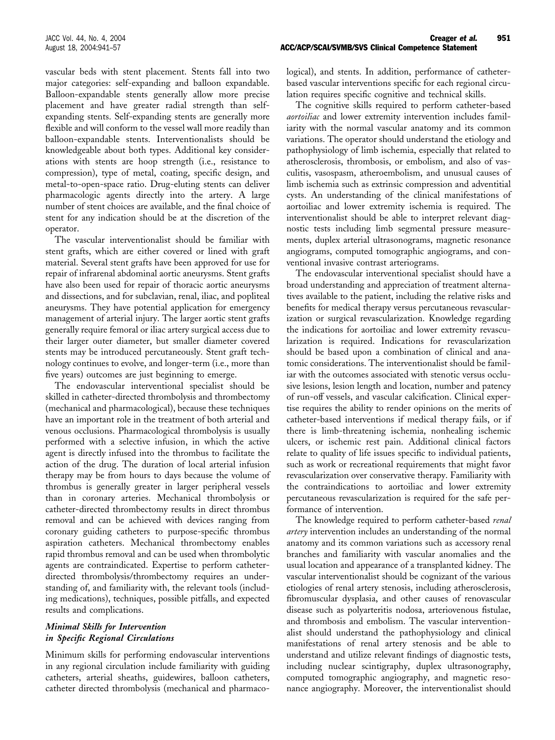vascular beds with stent placement. Stents fall into two major categories: self-expanding and balloon expandable. Balloon-expandable stents generally allow more precise placement and have greater radial strength than self-expanding stents. Self-expanding stents are generally more flexible and will conform to the vessel wall more readily than balloon-expandable stents. Interventionalists should be knowledgeable about both types. Additional key considerations with stents are hoop strength (i.e., resistance to compression), type of metal, coating, specific design, and metal-to-open-space ratio. Drug-eluting stents can deliver pharmacologic agents directly into the artery. A large number of stent choices are available, and the final choice of stent for any indication should be at the discretion of the operator.

The vascular interventionalist should be familiar with stent grafts, which are either covered or lined with graft material. Several stent grafts have been approved for use for repair of infrarenal abdominal aortic aneurysms. Stent grafts have also been used for repair of thoracic aortic aneurysms and dissections, and for subclavian, renal, iliac, and popliteal aneurysms. They have potential application for emergency management of arterial injury. The larger aortic stent grafts generally require femoral or iliac artery surgical access due to their larger outer diameter, but smaller diameter covered stents may be introduced percutaneously. Stent graft technology continues to evolve, and longer-term (i.e., more than five years) outcomes are just beginning to emerge.

The endovascular interventional specialist should be skilled in catheter-directed thrombolysis and thrombectomy (mechanical and pharmacological), because these techniques have an important role in the treatment of both arterial and venous occlusions. Pharmacological thrombolysis is usually performed with a selective infusion, in which the active agent is directly infused into the thrombus to facilitate the action of the drug. The duration of local arterial infusion therapy may be from hours to days because the volume of thrombus is generally greater in larger peripheral vessels than in coronary arteries. Mechanical thrombolysis or catheter-directed thrombectomy results in direct thrombus removal and can be achieved with devices ranging from coronary guiding catheters to purpose-specific thrombus aspiration catheters. Mechanical thrombectomy enables rapid thrombus removal and can be used when thrombolytic agents are contraindicated. Expertise to perform catheter-directed thrombolysis/thrombectomy requires an understanding of, and familiarity with, the relevant tools (including medications), techniques, possible pitfalls, and expected results and complications.

### *Minimal Skills for Intervention in Specific Regional Circulations*

Minimum skills for performing endovascular interventions in any regional circulation include familiarity with guiding catheters, arterial sheaths, guidewires, balloon catheters, catheter directed thrombolysis (mechanical and pharmacological), and stents. In addition, performance of catheter-based vascular interventions specific for each regional circulation requires specific cognitive and technical skills.

The cognitive skills required to perform catheter-based *aortoiliac* and lower extremity intervention includes familiarity with the normal vascular anatomy and its common variations. The operator should understand the etiology and pathophysiology of limb ischemia, especially that related to atherosclerosis, thrombosis, or embolism, and also of vasculitis, vasospasm, atheroembolism, and unusual causes of limb ischemia such as extrinsic compression and adventitial cysts. An understanding of the clinical manifestations of aortoiliac and lower extremity ischemia is required. The interventionalist should be able to interpret relevant diagnostic tests including limb segmental pressure measurements, duplex arterial ultrasonograms, magnetic resonance angiograms, computed tomographic angiograms, and conventional invasive contrast arteriograms.

The endovascular interventional specialist should have a broad understanding and appreciation of treatment alternatives available to the patient, including the relative risks and benefits for medical therapy versus percutaneous revascularization or surgical revascularization. Knowledge regarding the indications for aortoiliac and lower extremity revascularization is required. Indications for revascularization should be based upon a combination of clinical and anatomic considerations. The interventionalist should be familiar with the outcomes associated with stenotic versus occlusive lesions, lesion length and location, number and patency of run-off vessels, and vascular calcification. Clinical expertise requires the ability to render opinions on the merits of catheter-based interventions if medical therapy fails, or if there is limb-threatening ischemia, nonhealing ischemic ulcers, or ischemic rest pain. Additional clinical factors relate to quality of life issues specific to individual patients, such as work or recreational requirements that might favor revascularization over conservative therapy. Familiarity with the contraindications to aortoiliac and lower extremity percutaneous revascularization is required for the safe performance of intervention.

The knowledge required to perform catheter-based *renal artery* intervention includes an understanding of the normal anatomy and its common variations such as accessory renal branches and familiarity with vascular anomalies and the usual location and appearance of a transplanted kidney. The vascular interventionalist should be cognizant of the various etiologies of renal artery stenosis, including atherosclerosis, fibromuscular dysplasia, and other causes of renovascular disease such as polyarteritis nodosa, arteriovenous fistulae, and thrombosis and embolism. The vascular interventionalist should understand the pathophysiology and clinical manifestations of renal artery stenosis and be able to understand and utilize relevant findings of diagnostic tests, including nuclear scintigraphy, duplex ultrasonography, computed tomographic angiography, and magnetic resonance angiography. Moreover, the interventionalist should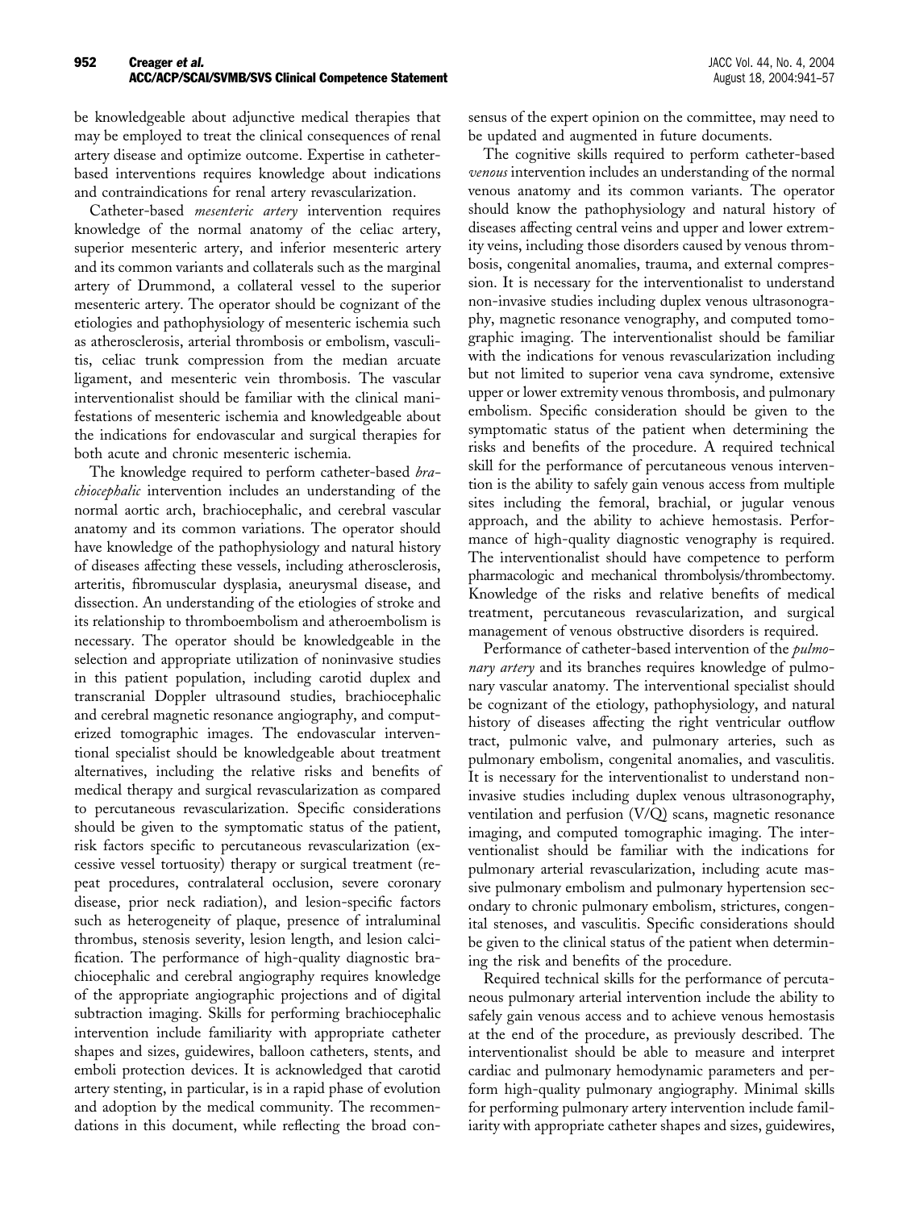be knowledgeable about adjunctive medical therapies that may be employed to treat the clinical consequences of renal artery disease and optimize outcome. Expertise in catheter-based interventions requires knowledge about indications and contraindications for renal artery revascularization.

Catheter-based *mesenteric artery* intervention requires knowledge of the normal anatomy of the celiac artery, superior mesenteric artery, and inferior mesenteric artery and its common variants and collaterals such as the marginal artery of Drummond, a collateral vessel to the superior mesenteric artery. The operator should be cognizant of the etiologies and pathophysiology of mesenteric ischemia such as atherosclerosis, arterial thrombosis or embolism, vasculitis, celiac trunk compression from the median arcuate ligament, and mesenteric vein thrombosis. The vascular interventionalist should be familiar with the clinical manifestations of mesenteric ischemia and knowledgeable about the indications for endovascular and surgical therapies for both acute and chronic mesenteric ischemia.

The knowledge required to perform catheter-based *brachiocephalic* intervention includes an understanding of the normal aortic arch, brachiocephalic, and cerebral vascular anatomy and its common variations. The operator should have knowledge of the pathophysiology and natural history of diseases affecting these vessels, including atherosclerosis, arteritis, fibromuscular dysplasia, aneurysmal disease, and dissection. An understanding of the etiologies of stroke and its relationship to thromboembolism and atheroembolism is necessary. The operator should be knowledgeable in the selection and appropriate utilization of noninvasive studies in this patient population, including carotid duplex and transcranial Doppler ultrasound studies, brachiocephalic and cerebral magnetic resonance angiography, and computerized tomographic images. The endovascular interventional specialist should be knowledgeable about treatment alternatives, including the relative risks and benefits of medical therapy and surgical revascularization as compared to percutaneous revascularization. Specific considerations should be given to the symptomatic status of the patient, risk factors specific to percutaneous revascularization (excessive vessel tortuosity) therapy or surgical treatment (repeat procedures, contralateral occlusion, severe coronary disease, prior neck radiation), and lesion-specific factors such as heterogeneity of plaque, presence of intraluminal thrombus, stenosis severity, lesion length, and lesion calcification. The performance of high-quality diagnostic brachiocephalic and cerebral angiography requires knowledge of the appropriate angiographic projections and of digital subtraction imaging. Skills for performing brachiocephalic intervention include familiarity with appropriate catheter shapes and sizes, guidewires, balloon catheters, stents, and emboli protection devices. It is acknowledged that carotid artery stenting, in particular, is in a rapid phase of evolution and adoption by the medical community. The recommendations in this document, while reflecting the broad consensus of the expert opinion on the committee, may need to be updated and augmented in future documents.

The cognitive skills required to perform catheter-based *venous* intervention includes an understanding of the normal venous anatomy and its common variants. The operator should know the pathophysiology and natural history of diseases affecting central veins and upper and lower extremity veins, including those disorders caused by venous thrombosis, congenital anomalies, trauma, and external compression. It is necessary for the interventionalist to understand non-invasive studies including duplex venous ultrasonography, magnetic resonance venography, and computed tomographic imaging. The interventionalist should be familiar with the indications for venous revascularization including but not limited to superior vena cava syndrome, extensive upper or lower extremity venous thrombosis, and pulmonary embolism. Specific consideration should be given to the symptomatic status of the patient when determining the risks and benefits of the procedure. A required technical skill for the performance of percutaneous venous intervention is the ability to safely gain venous access from multiple sites including the femoral, brachial, or jugular venous approach, and the ability to achieve hemostasis. Performance of high-quality diagnostic venography is required. The interventionalist should have competence to perform pharmacologic and mechanical thrombolysis/thrombectomy. Knowledge of the risks and relative benefits of medical treatment, percutaneous revascularization, and surgical management of venous obstructive disorders is required.

Performance of catheter-based intervention of the *pulmonary artery* and its branches requires knowledge of pulmonary vascular anatomy. The interventional specialist should be cognizant of the etiology, pathophysiology, and natural history of diseases affecting the right ventricular outflow tract, pulmonic valve, and pulmonary arteries, such as pulmonary embolism, congenital anomalies, and vasculitis. It is necessary for the interventionalist to understand non-invasive studies including duplex venous ultrasonography, ventilation and perfusion (V/Q) scans, magnetic resonance imaging, and computed tomographic imaging. The interventionalist should be familiar with the indications for pulmonary arterial revascularization, including acute massive pulmonary embolism and pulmonary hypertension secondary to chronic pulmonary embolism, strictures, congenital stenoses, and vasculitis. Specific considerations should be given to the clinical status of the patient when determining the risk and benefits of the procedure.

Required technical skills for the performance of percutaneous pulmonary arterial intervention include the ability to safely gain venous access and to achieve venous hemostasis at the end of the procedure, as previously described. The interventionalist should be able to measure and interpret cardiac and pulmonary hemodynamic parameters and perform high-quality pulmonary angiography. Minimal skills for performing pulmonary artery intervention include familiarity with appropriate catheter shapes and sizes, guidewires,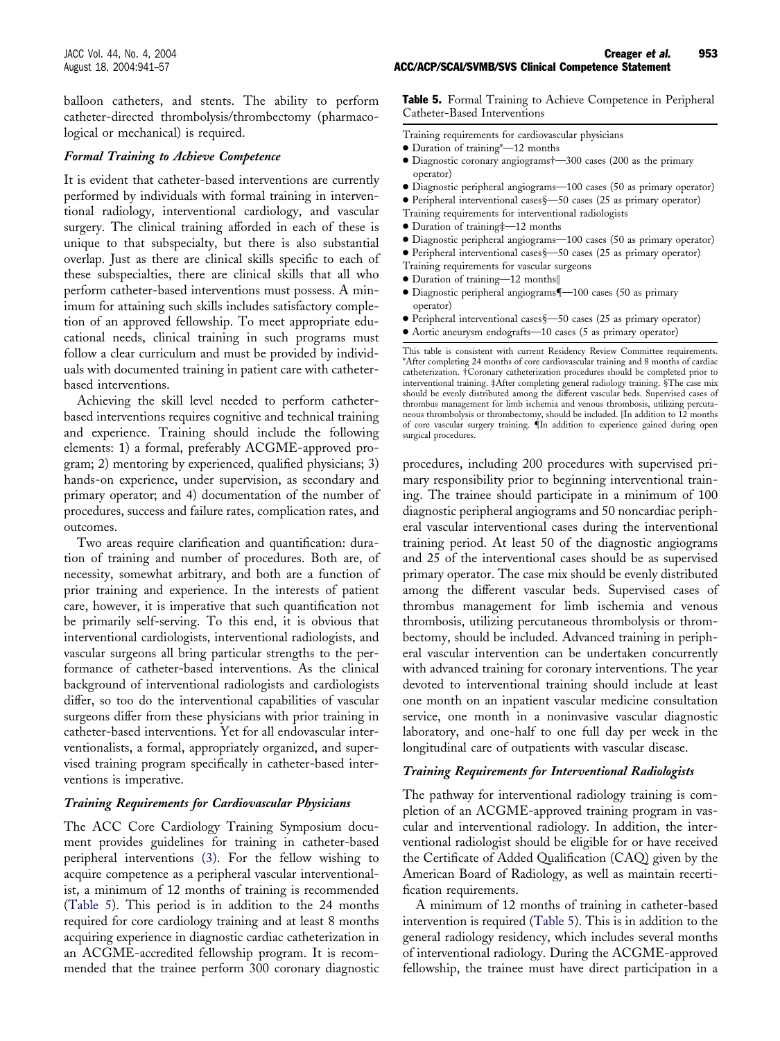balloon catheters, and stents. The ability to perform catheter-directed thrombolysis/thrombectomy (pharmacological or mechanical) is required.

### *Formal Training to Achieve Competence*

It is evident that catheter-based interventions are currently performed by individuals with formal training in interventional radiology, interventional cardiology, and vascular surgery. The clinical training afforded in each of these is unique to that subspecialty, but there is also substantial overlap. Just as there are clinical skills specific to each of these subspecialties, there are clinical skills that all who perform catheter-based interventions must possess. A minimum for attaining such skills includes satisfactory completion of an approved fellowship. To meet appropriate educational needs, clinical training in such programs must follow a clear curriculum and must be provided by individuals with documented training in patient care with catheter-based interventions.

Achieving the skill level needed to perform catheter-based interventions requires cognitive and technical training and experience. Training should include the following elements: 1) a formal, preferably ACGME-approved program; 2) mentoring by experienced, qualified physicians; 3) hands-on experience, under supervision, as secondary and primary operator; and 4) documentation of the number of procedures, success and failure rates, complication rates, and outcomes.

Two areas require clarification and quantification: duration of training and number of procedures. Both are, of necessity, somewhat arbitrary, and both are a function of prior training and experience. In the interests of patient care, however, it is imperative that such quantification not be primarily self-serving. To this end, it is obvious that interventional cardiologists, interventional radiologists, and vascular surgeons all bring particular strengths to the performance of catheter-based interventions. As the clinical background of interventional radiologists and cardiologists differ, so too do the interventional capabilities of vascular surgeons differ from these physicians with prior training in catheter-based interventions. Yet for all endovascular interventionalists, a formal, appropriately organized, and supervised training program specifically in catheter-based interventions is imperative.

### *Training Requirements for Cardiovascular Physicians*

The ACC Core Cardiology Training Symposium document provides guidelines for training in catheter-based peripheral interventions (3). For the fellow wishing to acquire competence as a peripheral vascular interventionalist, a minimum of 12 months of training is recommended (Table 5). This period is in addition to the 24 months required for core cardiology training and at least 8 months acquiring experience in diagnostic cardiac catheterization in an ACGME-accredited fellowship program. It is recommended that the trainee perform 300 coronary diagnostic procedures, including 200 procedures with supervised primary responsibility prior to beginning interventional training. The trainee should participate in a minimum of 100 diagnostic peripheral angiograms and 50 noncardiac peripheral vascular interventional cases during the interventional training period. At least 50 of the diagnostic angiograms and 25 of the interventional cases should be as supervised primary operator. The case mix should be evenly distributed among the different vascular beds. Supervised cases of thrombus management for limb ischemia and venous thrombosis, utilizing percutaneous thrombolysis or thrombectomy, should be included. Advanced training in peripheral vascular intervention can be undertaken concurrently with advanced training for coronary interventions. The year devoted to interventional training should include at least one month on an inpatient vascular medicine consultation service, one month in a noninvasive vascular diagnostic laboratory, and one-half to one full day per week in the longitudinal care of outpatients with vascular disease.

**Table 5.** Formal Training to Achieve Competence in Peripheral Catheter-Based Interventions

Training requirements for cardiovascular physicians
- Duration of training*—12 months
- Diagnostic coronary angiograms†—300 cases (200 as the primary operator)
- Diagnostic peripheral angiograms—100 cases (50 as primary operator)
- Peripheral interventional cases§—50 cases (25 as primary operator)

Training requirements for interventional radiologists
- Duration of training‡—12 months
- Diagnostic peripheral angiograms—100 cases (50 as primary operator)
- Peripheral interventional cases§—50 cases (25 as primary operator)

Training requirements for vascular surgeons
- Duration of training—12 months‖
- Diagnostic peripheral angiograms¶—100 cases (50 as primary operator)
- Peripheral interventional cases§—50 cases (25 as primary operator)
- Aortic aneurysm endografts—10 cases (5 as primary operator)

This table is consistent with current Residency Review Committee requirements. *After completing 24 months of core cardiovascular training and 8 months of cardiac catheterization. †Coronary catheterization procedures should be completed prior to interventional training. ‡After completing general radiology training. §The case mix should be evenly distributed among the different vascular beds. Supervised cases of thrombus management for limb ischemia and venous thrombosis, utilizing percutaneous thrombolysis or thrombectomy, should be included. ‖In addition to 12 months of core vascular surgery training. ¶In addition to experience gained during open surgical procedures.

### *Training Requirements for Interventional Radiologists*

The pathway for interventional radiology training is completion of an ACGME-approved training program in vascular and interventional radiology. In addition, the interventional radiologist should be eligible for or have received the Certificate of Added Qualification (CAQ) given by the American Board of Radiology, as well as maintain recertification requirements.

A minimum of 12 months of training in catheter-based intervention is required (Table 5). This is in addition to the general radiology residency, which includes several months of interventional radiology. During the ACGME-approved fellowship, the trainee must have direct participation in a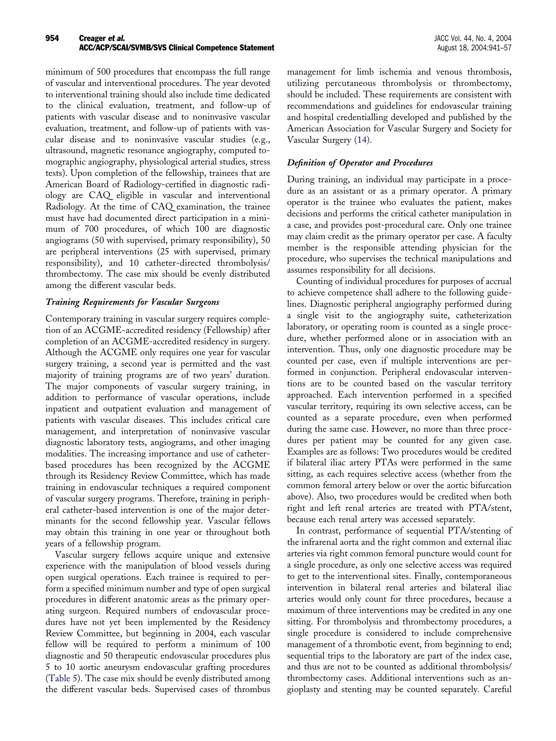minimum of 500 procedures that encompass the full range of vascular and interventional procedures. The year devoted to interventional training should also include time dedicated to the clinical evaluation, treatment, and follow-up of patients with vascular disease and to noninvasive vascular evaluation, treatment, and follow-up of patients with vascular disease and to noninvasive vascular studies (e.g., ultrasound, magnetic resonance angiography, computed tomographic angiography, physiological arterial studies, stress tests). Upon completion of the fellowship, trainees that are American Board of Radiology-certified in diagnostic radiology are CAQ eligible in vascular and interventional Radiology. At the time of CAQ examination, the trainee must have had documented direct participation in a minimum of 700 procedures, of which 100 are diagnostic angiograms (50 with supervised, primary responsibility), 50 are peripheral interventions (25 with supervised, primary responsibility), and 10 catheter-directed thrombolysis/thrombectomy. The case mix should be evenly distributed among the different vascular beds.

### *Training Requirements for Vascular Surgeons*

Contemporary training in vascular surgery requires completion of an ACGME-accredited residency (Fellowship) after completion of an ACGME-accredited residency in surgery. Although the ACGME only requires one year for vascular surgery training, a second year is permitted and the vast majority of training programs are of two years' duration. The major components of vascular surgery training, in addition to performance of vascular operations, include inpatient and outpatient evaluation and management of patients with vascular diseases. This includes critical care management, and interpretation of noninvasive vascular diagnostic laboratory tests, angiograms, and other imaging modalities. The increasing importance and use of catheter-based procedures has been recognized by the ACGME through its Residency Review Committee, which has made training in endovascular techniques a required component of vascular surgery programs. Therefore, training in peripheral catheter-based intervention is one of the major determinants for the second fellowship year. Vascular fellows may obtain this training in one year or throughout both years of a fellowship program.

Vascular surgery fellows acquire unique and extensive experience with the manipulation of blood vessels during open surgical operations. Each trainee is required to perform a specified minimum number and type of open surgical procedures in different anatomic areas as the primary operating surgeon. Required numbers of endovascular procedures have not yet been implemented by the Residency Review Committee, but beginning in 2004, each vascular fellow will be required to perform a minimum of 100 diagnostic and 50 therapeutic endovascular procedures plus 5 to 10 aortic aneurysm endovascular grafting procedures (Table 5). The case mix should be evenly distributed among the different vascular beds. Supervised cases of thrombus management for limb ischemia and venous thrombosis, utilizing percutaneous thrombolysis or thrombectomy, should be included. These requirements are consistent with recommendations and guidelines for endovascular training and hospital credentialling developed and published by the American Association for Vascular Surgery and Society for Vascular Surgery (14).

### *Definition of Operator and Procedures*

During training, an individual may participate in a procedure as an assistant or as a primary operator. A primary operator is the trainee who evaluates the patient, makes decisions and performs the critical catheter manipulation in a case, and provides post-procedural care. Only one trainee may claim credit as the primary operator per case. A faculty member is the responsible attending physician for the procedure, who supervises the technical manipulations and assumes responsibility for all decisions.

Counting of individual procedures for purposes of accrual to achieve competence shall adhere to the following guidelines. Diagnostic peripheral angiography performed during a single visit to the angiography suite, catheterization laboratory, or operating room is counted as a single procedure, whether performed alone or in association with an intervention. Thus, only one diagnostic procedure may be counted per case, even if multiple interventions are performed in conjunction. Peripheral endovascular interventions are to be counted based on the vascular territory approached. Each intervention performed in a specified vascular territory, requiring its own selective access, can be counted as a separate procedure, even when performed during the same case. However, no more than three procedures per patient may be counted for any given case. Examples are as follows: Two procedures would be credited if bilateral iliac artery PTAs were performed in the same sitting, as each requires selective access (whether from the common femoral artery below or over the aortic bifurcation above). Also, two procedures would be credited when both right and left renal arteries are treated with PTA/stent, because each renal artery was accessed separately.

In contrast, performance of sequential PTA/stenting of the infrarenal aorta and the right common and external iliac arteries via right common femoral puncture would count for a single procedure, as only one selective access was required to get to the interventional sites. Finally, contemporaneous intervention in bilateral renal arteries and bilateral iliac arteries would only count for three procedures, because a maximum of three interventions may be credited in any one sitting. For thrombolysis and thrombectomy procedures, a single procedure is considered to include comprehensive management of a thrombotic event, from beginning to end; sequential trips to the laboratory are part of the index case, and thus are not to be counted as additional thrombolysis/thrombectomy cases. Additional interventions such as angioplasty and stenting may be counted separately. Careful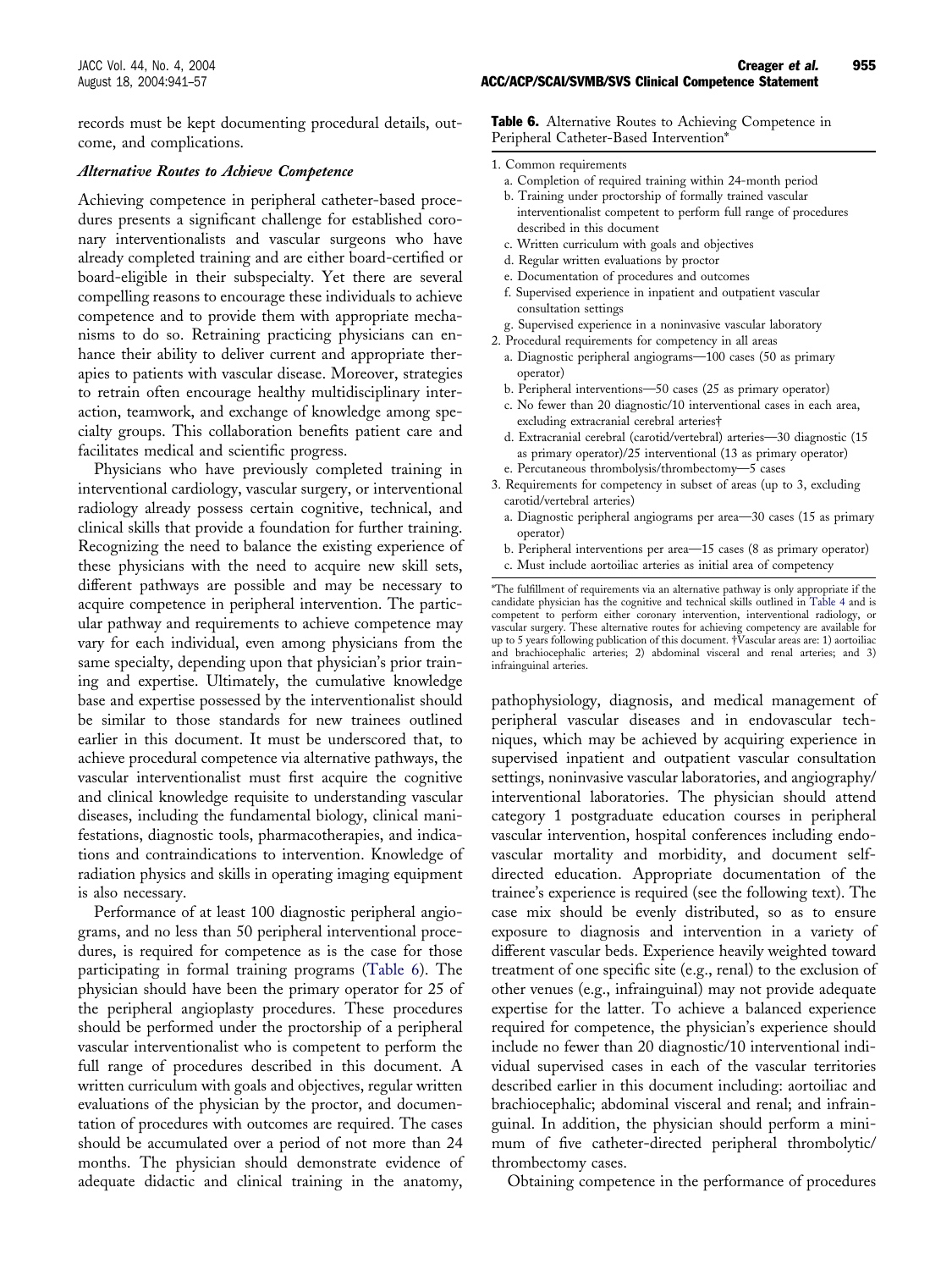records must be kept documenting procedural details, outcome, and complications.

### *Alternative Routes to Achieve Competence*

Achieving competence in peripheral catheter-based procedures presents a significant challenge for established coronary interventionalists and vascular surgeons who have already completed training and are either board-certified or board-eligible in their subspecialty. Yet there are several compelling reasons to encourage these individuals to achieve competence and to provide them with appropriate mechanisms to do so. Retraining practicing physicians can enhance their ability to deliver current and appropriate therapies to patients with vascular disease. Moreover, strategies to retrain often encourage healthy multidisciplinary interaction, teamwork, and exchange of knowledge among specialty groups. This collaboration benefits patient care and facilitates medical and scientific progress.

Physicians who have previously completed training in interventional cardiology, vascular surgery, or interventional radiology already possess certain cognitive, technical, and clinical skills that provide a foundation for further training. Recognizing the need to balance the existing experience of these physicians with the need to acquire new skill sets, different pathways are possible and may be necessary to acquire competence in peripheral intervention. The particular pathway and requirements to achieve competence may vary for each individual, even among physicians from the same specialty, depending upon that physician's prior training and expertise. Ultimately, the cumulative knowledge base and expertise possessed by the interventionalist should be similar to those standards for new trainees outlined earlier in this document. It must be underscored that, to achieve procedural competence via alternative pathways, the vascular interventionalist must first acquire the cognitive and clinical knowledge requisite to understanding vascular diseases, including the fundamental biology, clinical manifestations, diagnostic tools, pharmacotherapies, and indications and contraindications to intervention. Knowledge of radiation physics and skills in operating imaging equipment is also necessary.

Performance of at least 100 diagnostic peripheral angiograms, and no less than 50 peripheral interventional procedures, is required for competence as is the case for those participating in formal training programs (Table 6). The physician should have been the primary operator for 25 of the peripheral angioplasty procedures. These procedures should be performed under the proctorship of a peripheral vascular interventionalist who is competent to perform the full range of procedures described in this document. A written curriculum with goals and objectives, regular written evaluations of the physician by the proctor, and documentation of procedures with outcomes are required. The cases should be accumulated over a period of not more than 24 months. The physician should demonstrate evidence of adequate didactic and clinical training in the anatomy, pathophysiology, diagnosis, and medical management of peripheral vascular diseases and in endovascular techniques, which may be achieved by acquiring experience in supervised inpatient and outpatient vascular consultation settings, noninvasive vascular laboratories, and angiography/interventional laboratories. The physician should attend category 1 postgraduate education courses in peripheral vascular intervention, hospital conferences including endovascular mortality and morbidity, and document self-directed education. Appropriate documentation of the trainee's experience is required (see the following text). The case mix should be evenly distributed, so as to ensure exposure to diagnosis and intervention in a variety of different vascular beds. Experience heavily weighted toward treatment of one specific site (e.g., renal) to the exclusion of other venues (e.g., infrainguinal) may not provide adequate expertise for the latter. To achieve a balanced experience required for competence, the physician's experience should include no fewer than 20 diagnostic/10 interventional individual supervised cases in each of the vascular territories described earlier in this document including: aortoiliac and brachiocephalic; abdominal visceral and renal; and infrainguinal. In addition, the physician should perform a minimum of five catheter-directed peripheral thrombolytic/thrombectomy cases.

**Table 6.** Alternative Routes to Achieving Competence in Peripheral Catheter-Based Intervention*

1. Common requirements
   a. Completion of required training within 24-month period
   b. Training under proctorship of formally trained vascular interventionalist competent to perform full range of procedures described in this document
   c. Written curriculum with goals and objectives
   d. Regular written evaluations by proctor
   e. Documentation of procedures and outcomes
   f. Supervised experience in inpatient and outpatient vascular consultation settings
   g. Supervised experience in a noninvasive vascular laboratory
2. Procedural requirements for competency in all areas
   a. Diagnostic peripheral angiograms—100 cases (50 as primary operator)
   b. Peripheral interventions—50 cases (25 as primary operator)
   c. No fewer than 20 diagnostic/10 interventional cases in each area, excluding extracranial cerebral arteries†
   d. Extracranial cerebral (carotid/vertebral) arteries—30 diagnostic (15 as primary operator)/25 interventional (13 as primary operator)
   e. Percutaneous thrombolysis/thrombectomy—5 cases
3. Requirements for competency in subset of areas (up to 3, excluding carotid/vertebral arteries)
   a. Diagnostic peripheral angiograms per area—30 cases (15 as primary operator)
   b. Peripheral interventions per area—15 cases (8 as primary operator)
   c. Must include aortoiliac arteries as initial area of competency

*The fulfillment of requirements via an alternative pathway is only appropriate if the candidate physician has the cognitive and technical skills outlined in Table 4 and is competent to perform either coronary intervention, interventional radiology, or vascular surgery. These alternative routes for achieving competency are available for up to 5 years following publication of this document. †Vascular areas are: 1) aortoiliac and brachiocephalic arteries; 2) abdominal visceral and renal arteries; and 3) infrainguinal arteries.

Obtaining competence in the performance of procedures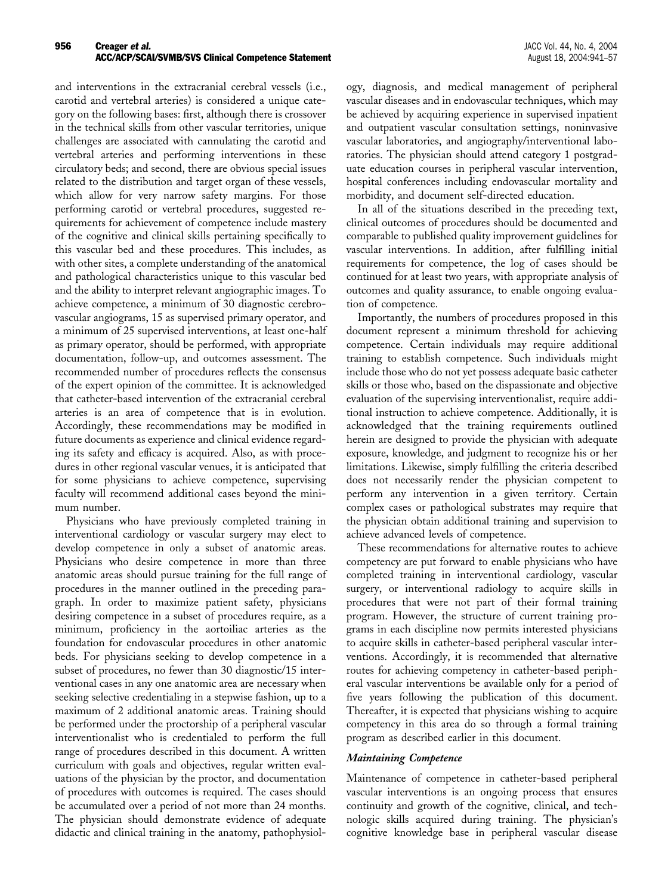and interventions in the extracranial cerebral vessels (i.e., carotid and vertebral arteries) is considered a unique category on the following bases: first, although there is crossover in the technical skills from other vascular territories, unique challenges are associated with cannulating the carotid and vertebral arteries and performing interventions in these circulatory beds; and second, there are obvious special issues related to the distribution and target organ of these vessels, which allow for very narrow safety margins. For those performing carotid or vertebral procedures, suggested requirements for achievement of competence include mastery of the cognitive and clinical skills pertaining specifically to this vascular bed and these procedures. This includes, as with other sites, a complete understanding of the anatomical and pathological characteristics unique to this vascular bed and the ability to interpret relevant angiographic images. To achieve competence, a minimum of 30 diagnostic cerebrovascular angiograms, 15 as supervised primary operator, and a minimum of 25 supervised interventions, at least one-half as primary operator, should be performed, with appropriate documentation, follow-up, and outcomes assessment. The recommended number of procedures reflects the consensus of the expert opinion of the committee. It is acknowledged that catheter-based intervention of the extracranial cerebral arteries is an area of competence that is in evolution. Accordingly, these recommendations may be modified in future documents as experience and clinical evidence regarding its safety and efficacy is acquired. Also, as with procedures in other regional vascular venues, it is anticipated that for some physicians to achieve competence, supervising faculty will recommend additional cases beyond the minimum number.

Physicians who have previously completed training in interventional cardiology or vascular surgery may elect to develop competence in only a subset of anatomic areas. Physicians who desire competence in more than three anatomic areas should pursue training for the full range of procedures in the manner outlined in the preceding paragraph. In order to maximize patient safety, physicians desiring competence in a subset of procedures require, as a minimum, proficiency in the aortoiliac arteries as the foundation for endovascular procedures in other anatomic beds. For physicians seeking to develop competence in a subset of procedures, no fewer than 30 diagnostic/15 interventional cases in any one anatomic area are necessary when seeking selective credentialing in a stepwise fashion, up to a maximum of 2 additional anatomic areas. Training should be performed under the proctorship of a peripheral vascular interventionalist who is credentialed to perform the full range of procedures described in this document. A written curriculum with goals and objectives, regular written evaluations of the physician by the proctor, and documentation of procedures with outcomes is required. The cases should be accumulated over a period of not more than 24 months. The physician should demonstrate evidence of adequate didactic and clinical training in the anatomy, pathophysiology, diagnosis, and medical management of peripheral vascular diseases and in endovascular techniques, which may be achieved by acquiring experience in supervised inpatient and outpatient vascular consultation settings, noninvasive vascular laboratories, and angiography/interventional laboratories. The physician should attend category 1 postgraduate education courses in peripheral vascular intervention, hospital conferences including endovascular mortality and morbidity, and document self-directed education.

In all of the situations described in the preceding text, clinical outcomes of procedures should be documented and comparable to published quality improvement guidelines for vascular interventions. In addition, after fulfilling initial requirements for competence, the log of cases should be continued for at least two years, with appropriate analysis of outcomes and quality assurance, to enable ongoing evaluation of competence.

Importantly, the numbers of procedures proposed in this document represent a minimum threshold for achieving competence. Certain individuals may require additional training to establish competence. Such individuals might include those who do not yet possess adequate basic catheter skills or those who, based on the dispassionate and objective evaluation of the supervising interventionalist, require additional instruction to achieve competence. Additionally, it is acknowledged that the training requirements outlined herein are designed to provide the physician with adequate exposure, knowledge, and judgment to recognize his or her limitations. Likewise, simply fulfilling the criteria described does not necessarily render the physician competent to perform any intervention in a given territory. Certain complex cases or pathological substrates may require that the physician obtain additional training and supervision to achieve advanced levels of competence.

These recommendations for alternative routes to achieve competency are put forward to enable physicians who have completed training in interventional cardiology, vascular surgery, or interventional radiology to acquire skills in procedures that were not part of their formal training program. However, the structure of current training programs in each discipline now permits interested physicians to acquire skills in catheter-based peripheral vascular interventions. Accordingly, it is recommended that alternative routes for achieving competency in catheter-based peripheral vascular interventions be available only for a period of five years following the publication of this document. Thereafter, it is expected that physicians wishing to acquire competency in this area do so through a formal training program as described earlier in this document.

### *Maintaining Competence*

Maintenance of competence in catheter-based peripheral vascular interventions is an ongoing process that ensures continuity and growth of the cognitive, clinical, and technologic skills acquired during training. The physician's cognitive knowledge base in peripheral vascular disease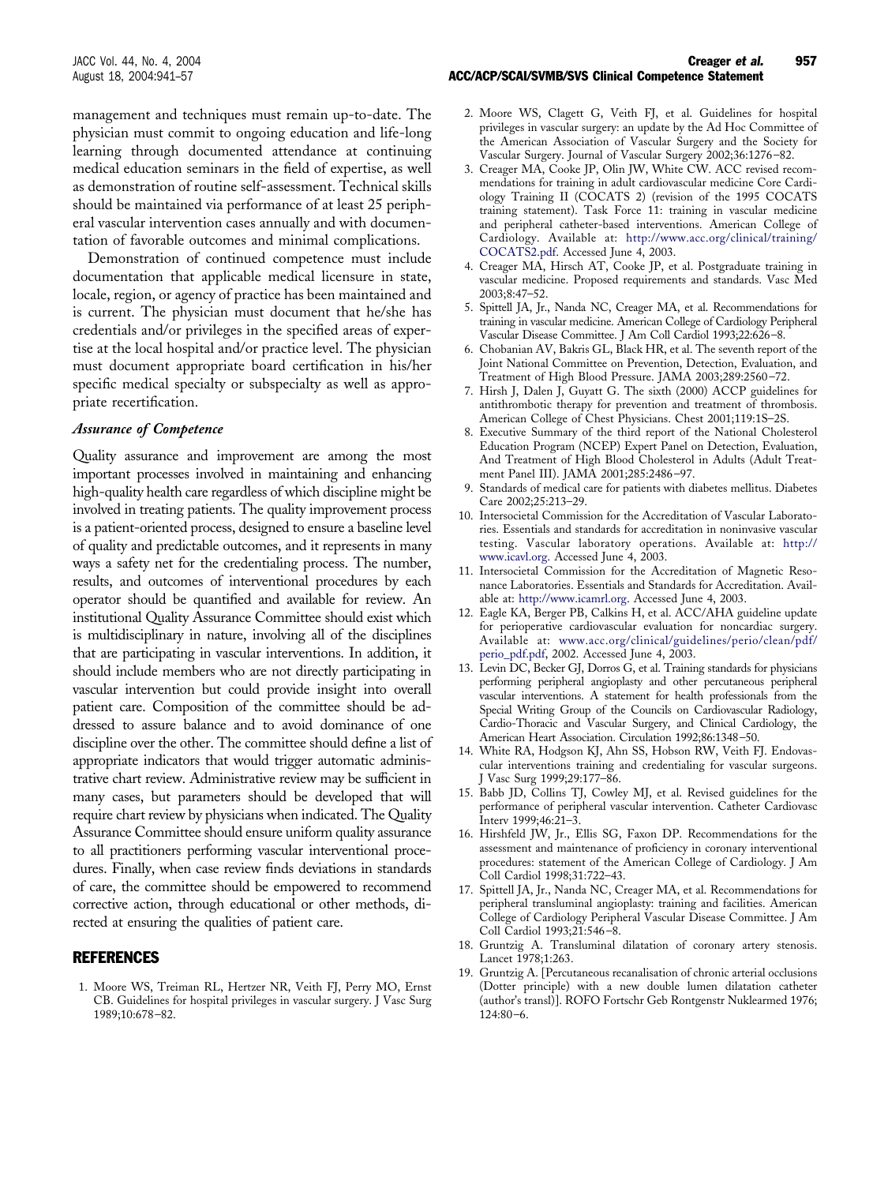management and techniques must remain up-to-date. The physician must commit to ongoing education and life-long learning through documented attendance at continuing medical education seminars in the field of expertise, as well as demonstration of routine self-assessment. Technical skills should be maintained via performance of at least 25 peripheral vascular intervention cases annually and with documentation of favorable outcomes and minimal complications.

Demonstration of continued competence must include documentation that applicable medical licensure in state, locale, region, or agency of practice has been maintained and is current. The physician must document that he/she has credentials and/or privileges in the specified areas of expertise at the local hospital and/or practice level. The physician must document appropriate board certification in his/her specific medical specialty or subspecialty as well as appropriate recertification.

### *Assurance of Competence*

Quality assurance and improvement are among the most important processes involved in maintaining and enhancing high-quality health care regardless of which discipline might be involved in treating patients. The quality improvement process is a patient-oriented process, designed to ensure a baseline level of quality and predictable outcomes, and it represents in many ways a safety net for the credentialing process. The number, results, and outcomes of interventional procedures by each operator should be quantified and available for review. An institutional Quality Assurance Committee should exist which is multidisciplinary in nature, involving all of the disciplines that are participating in vascular interventions. In addition, it should include members who are not directly participating in vascular intervention but could provide insight into overall patient care. Composition of the committee should be addressed to assure balance and to avoid dominance of one discipline over the other. The committee should define a list of appropriate indicators that would trigger automatic administrative chart review. Administrative review may be sufficient in many cases, but parameters should be developed that will require chart review by physicians when indicated. The Quality Assurance Committee should ensure uniform quality assurance to all practitioners performing vascular interventional procedures. Finally, when case review finds deviations in standards of care, the committee should be empowered to recommend corrective action, through educational or other methods, directed at ensuring the qualities of patient care.

## REFERENCES

1. Moore WS, Treiman RL, Hertzer NR, Veith FJ, Perry MO, Ernst CB. Guidelines for hospital privileges in vascular surgery. J Vasc Surg 1989;10:678–82.
2. Moore WS, Clagett G, Veith FJ, et al. Guidelines for hospital privileges in vascular surgery: an update by the Ad Hoc Committee of the American Association of Vascular Surgery and the Society for Vascular Surgery. Journal of Vascular Surgery 2002;36:1276–82.
3. Creager MA, Cooke JP, Olin JW, White CW. ACC revised recommendations for training in adult cardiovascular medicine Core Cardiology Training II (COCATS 2) (revision of the 1995 COCATS training statement). Task Force 11: training in vascular medicine and peripheral catheter-based interventions. American College of Cardiology. Available at: http://www.acc.org/clinical/training/COCATS2.pdf. Accessed June 4, 2003.
4. Creager MA, Hirsch AT, Cooke JP, et al. Postgraduate training in vascular medicine. Proposed requirements and standards. Vasc Med 2003;8:47–52.
5. Spittell JA, Jr., Nanda NC, Creager MA, et al. Recommendations for training in vascular medicine. American College of Cardiology Peripheral Vascular Disease Committee. J Am Coll Cardiol 1993;22:626–8.
6. Chobanian AV, Bakris GL, Black HR, et al. The seventh report of the Joint National Committee on Prevention, Detection, Evaluation, and Treatment of High Blood Pressure. JAMA 2003;289:2560–72.
7. Hirsh J, Dalen J, Guyatt G. The sixth (2000) ACCP guidelines for antithrombotic therapy for prevention and treatment of thrombosis. American College of Chest Physicians. Chest 2001;119:1S–2S.
8. Executive Summary of the third report of the National Cholesterol Education Program (NCEP) Expert Panel on Detection, Evaluation, And Treatment of High Blood Cholesterol in Adults (Adult Treatment Panel III). JAMA 2001;285:2486–97.
9. Standards of medical care for patients with diabetes mellitus. Diabetes Care 2002;25:213–29.
10. Intersocietal Commission for the Accreditation of Vascular Laboratories. Essentials and standards for accreditation in noninvasive vascular testing. Vascular laboratory operations. Available at: http://www.icavl.org. Accessed June 4, 2003.
11. Intersocietal Commission for the Accreditation of Magnetic Resonance Laboratories. Essentials and Standards for Accreditation. Available at: http://www.icamrl.org. Accessed June 4, 2003.
12. Eagle KA, Berger PB, Calkins H, et al. ACC/AHA guideline update for perioperative cardiovascular evaluation for noncardiac surgery. Available at: www.acc.org/clinical/guidelines/perio/clean/pdf/perio_pdf.pdf, 2002. Accessed June 4, 2003.
13. Levin DC, Becker GJ, Dorros G, et al. Training standards for physicians performing peripheral angioplasty and other percutaneous peripheral vascular interventions. A statement for health professionals from the Special Writing Group of the Councils on Cardiovascular Radiology, Cardio-Thoracic and Vascular Surgery, and Clinical Cardiology, the American Heart Association. Circulation 1992;86:1348–50.
14. White RA, Hodgson KJ, Ahn SS, Hobson RW, Veith FJ. Endovascular interventions training and credentialing for vascular surgeons. J Vasc Surg 1999;29:177–86.
15. Babb JD, Collins TJ, Cowley MJ, et al. Revised guidelines for the performance of peripheral vascular intervention. Catheter Cardiovasc Interv 1999;46:21–3.
16. Hirshfeld JW, Jr., Ellis SG, Faxon DP. Recommendations for the assessment and maintenance of proficiency in coronary interventional procedures: statement of the American College of Cardiology. J Am Coll Cardiol 1998;31:722–43.
17. Spittell JA, Jr., Nanda NC, Creager MA, et al. Recommendations for peripheral transluminal angioplasty: training and facilities. American College of Cardiology Peripheral Vascular Disease Committee. J Am Coll Cardiol 1993;21:546–8.
18. Gruntzig A. Transluminal dilatation of coronary artery stenosis. Lancet 1978;1:263.
19. Gruntzig A. [Percutaneous recanalisation of chronic arterial occlusions (Dotter principle) with a new double lumen dilatation catheter (author's transl)]. ROFO Fortschr Geb Rontgenstr Nuklearmed 1976; 124:80–6.